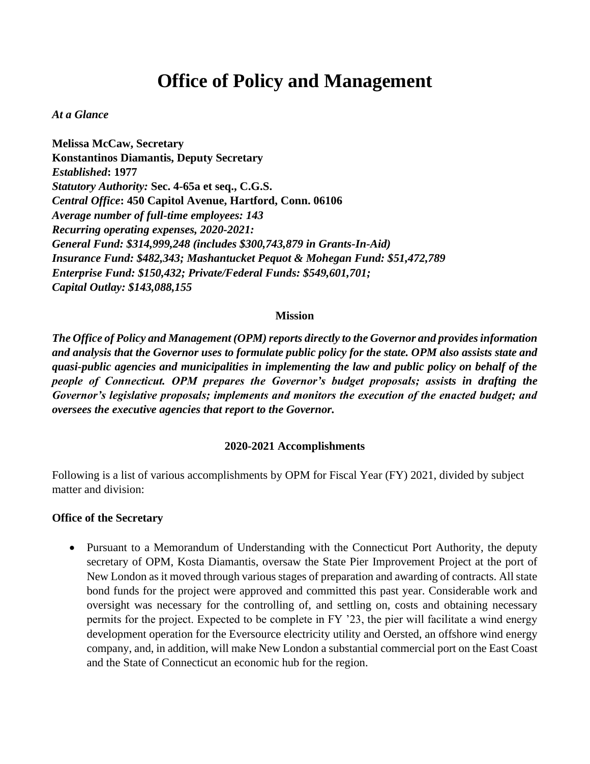# Office of Policy and Management

*At a Glance*

**Melissa McCaw, Secretary**
**Konstantinos Diamantis, Deputy Secretary**
***Established*: 1977**
***Statutory Authority:* Sec. 4-65a et seq., C.G.S.**
***Central Office*: 450 Capitol Avenue, Hartford, Conn. 06106**
***Average number of full-time employees: 143***
***Recurring operating expenses, 2020-2021:***
***General Fund: $314,999,248 (includes $300,743,879 in Grants-In-Aid)***
***Insurance Fund: $482,343; Mashantucket Pequot & Mohegan Fund: $51,472,789***
***Enterprise Fund: $150,432; Private/Federal Funds: $549,601,701;***
***Capital Outlay: $143,088,155***

**Mission**

***The Office of Policy and Management (OPM) reports directly to the Governor and provides information and analysis that the Governor uses to formulate public policy for the state. OPM also assists state and quasi-public agencies and municipalities in implementing the law and public policy on behalf of the people of Connecticut. OPM prepares the Governor's budget proposals; assists in drafting the Governor's legislative proposals; implements and monitors the execution of the enacted budget; and oversees the executive agencies that report to the Governor.***

**2020-2021 Accomplishments**

Following is a list of various accomplishments by OPM for Fiscal Year (FY) 2021, divided by subject matter and division:

**Office of the Secretary**

- Pursuant to a Memorandum of Understanding with the Connecticut Port Authority, the deputy secretary of OPM, Kosta Diamantis, oversaw the State Pier Improvement Project at the port of New London as it moved through various stages of preparation and awarding of contracts. All state bond funds for the project were approved and committed this past year. Considerable work and oversight was necessary for the controlling of, and settling on, costs and obtaining necessary permits for the project. Expected to be complete in FY '23, the pier will facilitate a wind energy development operation for the Eversource electricity utility and Oersted, an offshore wind energy company, and, in addition, will make New London a substantial commercial port on the East Coast and the State of Connecticut an economic hub for the region.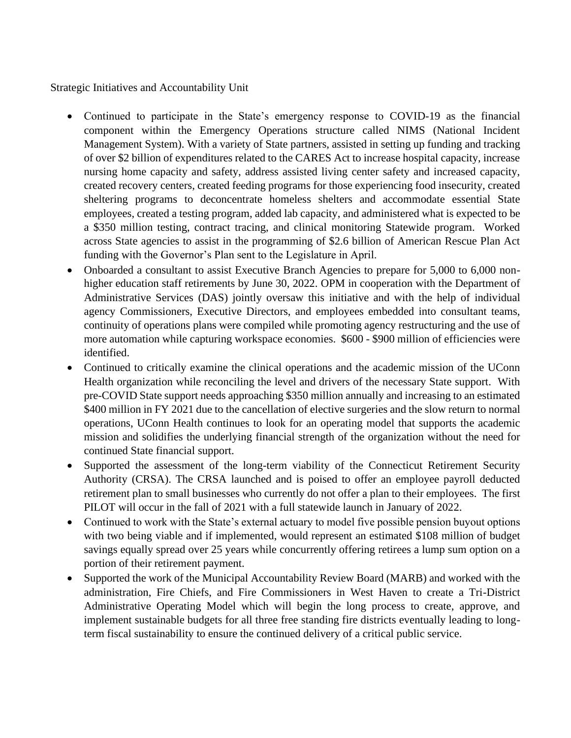Strategic Initiatives and Accountability Unit

- Continued to participate in the State's emergency response to COVID-19 as the financial component within the Emergency Operations structure called NIMS (National Incident Management System). With a variety of State partners, assisted in setting up funding and tracking of over $2 billion of expenditures related to the CARES Act to increase hospital capacity, increase nursing home capacity and safety, address assisted living center safety and increased capacity, created recovery centers, created feeding programs for those experiencing food insecurity, created sheltering programs to deconcentrate homeless shelters and accommodate essential State employees, created a testing program, added lab capacity, and administered what is expected to be a $350 million testing, contract tracing, and clinical monitoring Statewide program. Worked across State agencies to assist in the programming of $2.6 billion of American Rescue Plan Act funding with the Governor's Plan sent to the Legislature in April.
- Onboarded a consultant to assist Executive Branch Agencies to prepare for 5,000 to 6,000 non-higher education staff retirements by June 30, 2022. OPM in cooperation with the Department of Administrative Services (DAS) jointly oversaw this initiative and with the help of individual agency Commissioners, Executive Directors, and employees embedded into consultant teams, continuity of operations plans were compiled while promoting agency restructuring and the use of more automation while capturing workspace economies. $600 - $900 million of efficiencies were identified.
- Continued to critically examine the clinical operations and the academic mission of the UConn Health organization while reconciling the level and drivers of the necessary State support. With pre-COVID State support needs approaching $350 million annually and increasing to an estimated $400 million in FY 2021 due to the cancellation of elective surgeries and the slow return to normal operations, UConn Health continues to look for an operating model that supports the academic mission and solidifies the underlying financial strength of the organization without the need for continued State financial support.
- Supported the assessment of the long-term viability of the Connecticut Retirement Security Authority (CRSA). The CRSA launched and is poised to offer an employee payroll deducted retirement plan to small businesses who currently do not offer a plan to their employees. The first PILOT will occur in the fall of 2021 with a full statewide launch in January of 2022.
- Continued to work with the State's external actuary to model five possible pension buyout options with two being viable and if implemented, would represent an estimated $108 million of budget savings equally spread over 25 years while concurrently offering retirees a lump sum option on a portion of their retirement payment.
- Supported the work of the Municipal Accountability Review Board (MARB) and worked with the administration, Fire Chiefs, and Fire Commissioners in West Haven to create a Tri-District Administrative Operating Model which will begin the long process to create, approve, and implement sustainable budgets for all three free standing fire districts eventually leading to long-term fiscal sustainability to ensure the continued delivery of a critical public service.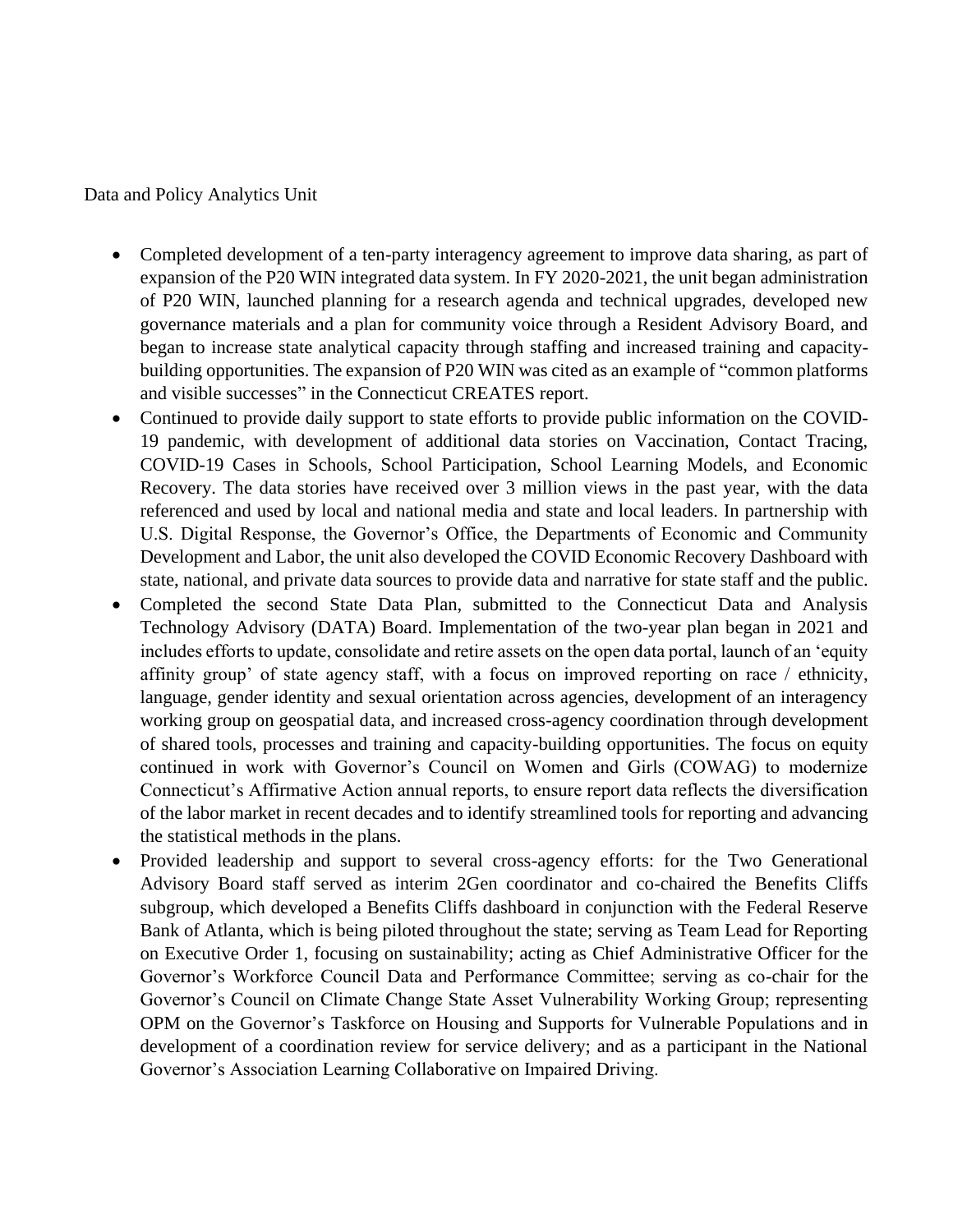Data and Policy Analytics Unit

- Completed development of a ten-party interagency agreement to improve data sharing, as part of expansion of the P20 WIN integrated data system. In FY 2020-2021, the unit began administration of P20 WIN, launched planning for a research agenda and technical upgrades, developed new governance materials and a plan for community voice through a Resident Advisory Board, and began to increase state analytical capacity through staffing and increased training and capacity-building opportunities. The expansion of P20 WIN was cited as an example of "common platforms and visible successes" in the Connecticut CREATES report.
- Continued to provide daily support to state efforts to provide public information on the COVID-19 pandemic, with development of additional data stories on Vaccination, Contact Tracing, COVID-19 Cases in Schools, School Participation, School Learning Models, and Economic Recovery. The data stories have received over 3 million views in the past year, with the data referenced and used by local and national media and state and local leaders. In partnership with U.S. Digital Response, the Governor's Office, the Departments of Economic and Community Development and Labor, the unit also developed the COVID Economic Recovery Dashboard with state, national, and private data sources to provide data and narrative for state staff and the public.
- Completed the second State Data Plan, submitted to the Connecticut Data and Analysis Technology Advisory (DATA) Board. Implementation of the two-year plan began in 2021 and includes efforts to update, consolidate and retire assets on the open data portal, launch of an 'equity affinity group' of state agency staff, with a focus on improved reporting on race / ethnicity, language, gender identity and sexual orientation across agencies, development of an interagency working group on geospatial data, and increased cross-agency coordination through development of shared tools, processes and training and capacity-building opportunities. The focus on equity continued in work with Governor's Council on Women and Girls (COWAG) to modernize Connecticut's Affirmative Action annual reports, to ensure report data reflects the diversification of the labor market in recent decades and to identify streamlined tools for reporting and advancing the statistical methods in the plans.
- Provided leadership and support to several cross-agency efforts: for the Two Generational Advisory Board staff served as interim 2Gen coordinator and co-chaired the Benefits Cliffs subgroup, which developed a Benefits Cliffs dashboard in conjunction with the Federal Reserve Bank of Atlanta, which is being piloted throughout the state; serving as Team Lead for Reporting on Executive Order 1, focusing on sustainability; acting as Chief Administrative Officer for the Governor's Workforce Council Data and Performance Committee; serving as co-chair for the Governor's Council on Climate Change State Asset Vulnerability Working Group; representing OPM on the Governor's Taskforce on Housing and Supports for Vulnerable Populations and in development of a coordination review for service delivery; and as a participant in the National Governor's Association Learning Collaborative on Impaired Driving.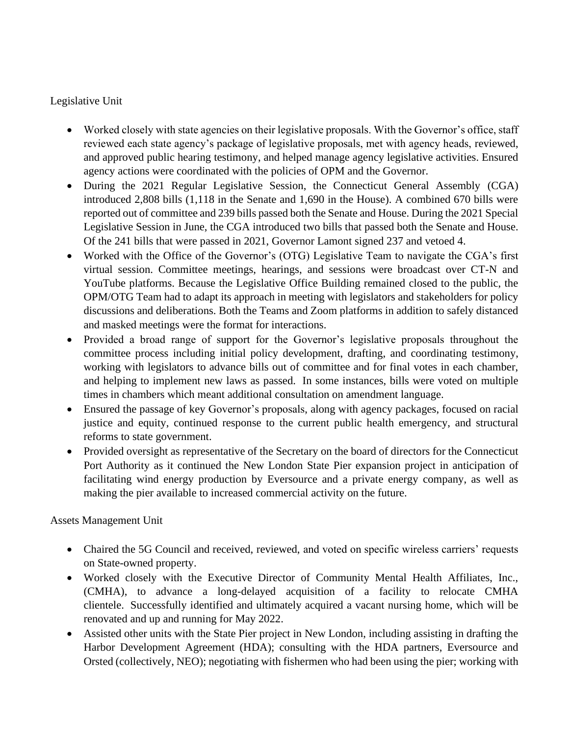Legislative Unit

- Worked closely with state agencies on their legislative proposals. With the Governor's office, staff reviewed each state agency's package of legislative proposals, met with agency heads, reviewed, and approved public hearing testimony, and helped manage agency legislative activities. Ensured agency actions were coordinated with the policies of OPM and the Governor.
- During the 2021 Regular Legislative Session, the Connecticut General Assembly (CGA) introduced 2,808 bills (1,118 in the Senate and 1,690 in the House). A combined 670 bills were reported out of committee and 239 bills passed both the Senate and House. During the 2021 Special Legislative Session in June, the CGA introduced two bills that passed both the Senate and House. Of the 241 bills that were passed in 2021, Governor Lamont signed 237 and vetoed 4.
- Worked with the Office of the Governor's (OTG) Legislative Team to navigate the CGA's first virtual session. Committee meetings, hearings, and sessions were broadcast over CT-N and YouTube platforms. Because the Legislative Office Building remained closed to the public, the OPM/OTG Team had to adapt its approach in meeting with legislators and stakeholders for policy discussions and deliberations. Both the Teams and Zoom platforms in addition to safely distanced and masked meetings were the format for interactions.
- Provided a broad range of support for the Governor's legislative proposals throughout the committee process including initial policy development, drafting, and coordinating testimony, working with legislators to advance bills out of committee and for final votes in each chamber, and helping to implement new laws as passed. In some instances, bills were voted on multiple times in chambers which meant additional consultation on amendment language.
- Ensured the passage of key Governor's proposals, along with agency packages, focused on racial justice and equity, continued response to the current public health emergency, and structural reforms to state government.
- Provided oversight as representative of the Secretary on the board of directors for the Connecticut Port Authority as it continued the New London State Pier expansion project in anticipation of facilitating wind energy production by Eversource and a private energy company, as well as making the pier available to increased commercial activity on the future.

Assets Management Unit

- Chaired the 5G Council and received, reviewed, and voted on specific wireless carriers' requests on State-owned property.
- Worked closely with the Executive Director of Community Mental Health Affiliates, Inc., (CMHA), to advance a long-delayed acquisition of a facility to relocate CMHA clientele. Successfully identified and ultimately acquired a vacant nursing home, which will be renovated and up and running for May 2022.
- Assisted other units with the State Pier project in New London, including assisting in drafting the Harbor Development Agreement (HDA); consulting with the HDA partners, Eversource and Orsted (collectively, NEO); negotiating with fishermen who had been using the pier; working with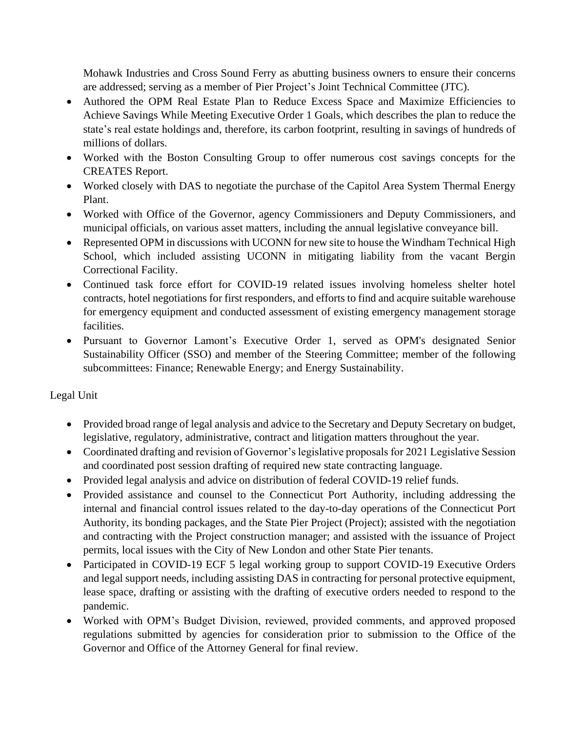Mohawk Industries and Cross Sound Ferry as abutting business owners to ensure their concerns are addressed; serving as a member of Pier Project's Joint Technical Committee (JTC).

- Authored the OPM Real Estate Plan to Reduce Excess Space and Maximize Efficiencies to Achieve Savings While Meeting Executive Order 1 Goals, which describes the plan to reduce the state's real estate holdings and, therefore, its carbon footprint, resulting in savings of hundreds of millions of dollars.
- Worked with the Boston Consulting Group to offer numerous cost savings concepts for the CREATES Report.
- Worked closely with DAS to negotiate the purchase of the Capitol Area System Thermal Energy Plant.
- Worked with Office of the Governor, agency Commissioners and Deputy Commissioners, and municipal officials, on various asset matters, including the annual legislative conveyance bill.
- Represented OPM in discussions with UCONN for new site to house the Windham Technical High School, which included assisting UCONN in mitigating liability from the vacant Bergin Correctional Facility.
- Continued task force effort for COVID-19 related issues involving homeless shelter hotel contracts, hotel negotiations for first responders, and efforts to find and acquire suitable warehouse for emergency equipment and conducted assessment of existing emergency management storage facilities.
- Pursuant to Governor Lamont's Executive Order 1, served as OPM's designated Senior Sustainability Officer (SSO) and member of the Steering Committee; member of the following subcommittees: Finance; Renewable Energy; and Energy Sustainability.

Legal Unit

- Provided broad range of legal analysis and advice to the Secretary and Deputy Secretary on budget, legislative, regulatory, administrative, contract and litigation matters throughout the year.
- Coordinated drafting and revision of Governor's legislative proposals for 2021 Legislative Session and coordinated post session drafting of required new state contracting language.
- Provided legal analysis and advice on distribution of federal COVID-19 relief funds.
- Provided assistance and counsel to the Connecticut Port Authority, including addressing the internal and financial control issues related to the day-to-day operations of the Connecticut Port Authority, its bonding packages, and the State Pier Project (Project); assisted with the negotiation and contracting with the Project construction manager; and assisted with the issuance of Project permits, local issues with the City of New London and other State Pier tenants.
- Participated in COVID-19 ECF 5 legal working group to support COVID-19 Executive Orders and legal support needs, including assisting DAS in contracting for personal protective equipment, lease space, drafting or assisting with the drafting of executive orders needed to respond to the pandemic.
- Worked with OPM's Budget Division, reviewed, provided comments, and approved proposed regulations submitted by agencies for consideration prior to submission to the Office of the Governor and Office of the Attorney General for final review.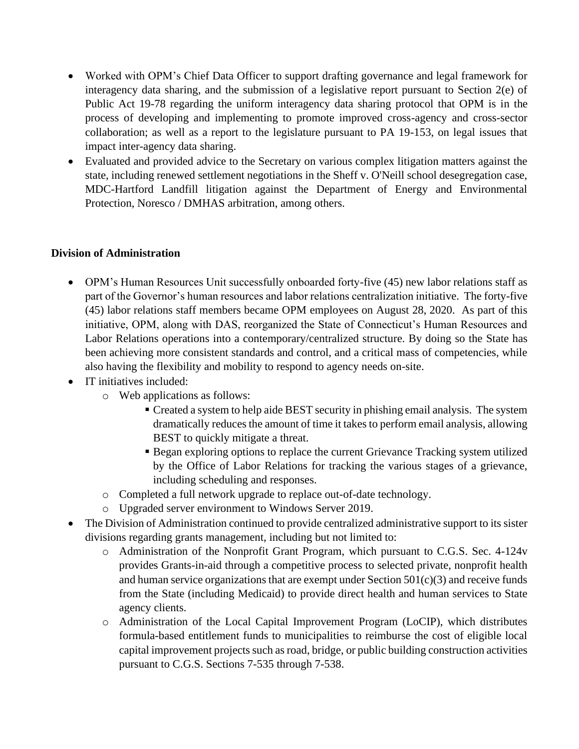- Worked with OPM's Chief Data Officer to support drafting governance and legal framework for interagency data sharing, and the submission of a legislative report pursuant to Section 2(e) of Public Act 19-78 regarding the uniform interagency data sharing protocol that OPM is in the process of developing and implementing to promote improved cross-agency and cross-sector collaboration; as well as a report to the legislature pursuant to PA 19-153, on legal issues that impact inter-agency data sharing.
- Evaluated and provided advice to the Secretary on various complex litigation matters against the state, including renewed settlement negotiations in the Sheff v. O'Neill school desegregation case, MDC-Hartford Landfill litigation against the Department of Energy and Environmental Protection, Noresco / DMHAS arbitration, among others.

**Division of Administration**

- OPM's Human Resources Unit successfully onboarded forty-five (45) new labor relations staff as part of the Governor's human resources and labor relations centralization initiative. The forty-five (45) labor relations staff members became OPM employees on August 28, 2020. As part of this initiative, OPM, along with DAS, reorganized the State of Connecticut's Human Resources and Labor Relations operations into a contemporary/centralized structure. By doing so the State has been achieving more consistent standards and control, and a critical mass of competencies, while also having the flexibility and mobility to respond to agency needs on-site.
- IT initiatives included:
  - Web applications as follows:
    - Created a system to help aide BEST security in phishing email analysis. The system dramatically reduces the amount of time it takes to perform email analysis, allowing BEST to quickly mitigate a threat.
    - Began exploring options to replace the current Grievance Tracking system utilized by the Office of Labor Relations for tracking the various stages of a grievance, including scheduling and responses.
  - Completed a full network upgrade to replace out-of-date technology.
  - Upgraded server environment to Windows Server 2019.
- The Division of Administration continued to provide centralized administrative support to its sister divisions regarding grants management, including but not limited to:
  - Administration of the Nonprofit Grant Program, which pursuant to C.G.S. Sec. 4-124v provides Grants-in-aid through a competitive process to selected private, nonprofit health and human service organizations that are exempt under Section 501(c)(3) and receive funds from the State (including Medicaid) to provide direct health and human services to State agency clients.
  - Administration of the Local Capital Improvement Program (LoCIP), which distributes formula-based entitlement funds to municipalities to reimburse the cost of eligible local capital improvement projects such as road, bridge, or public building construction activities pursuant to C.G.S. Sections 7-535 through 7-538.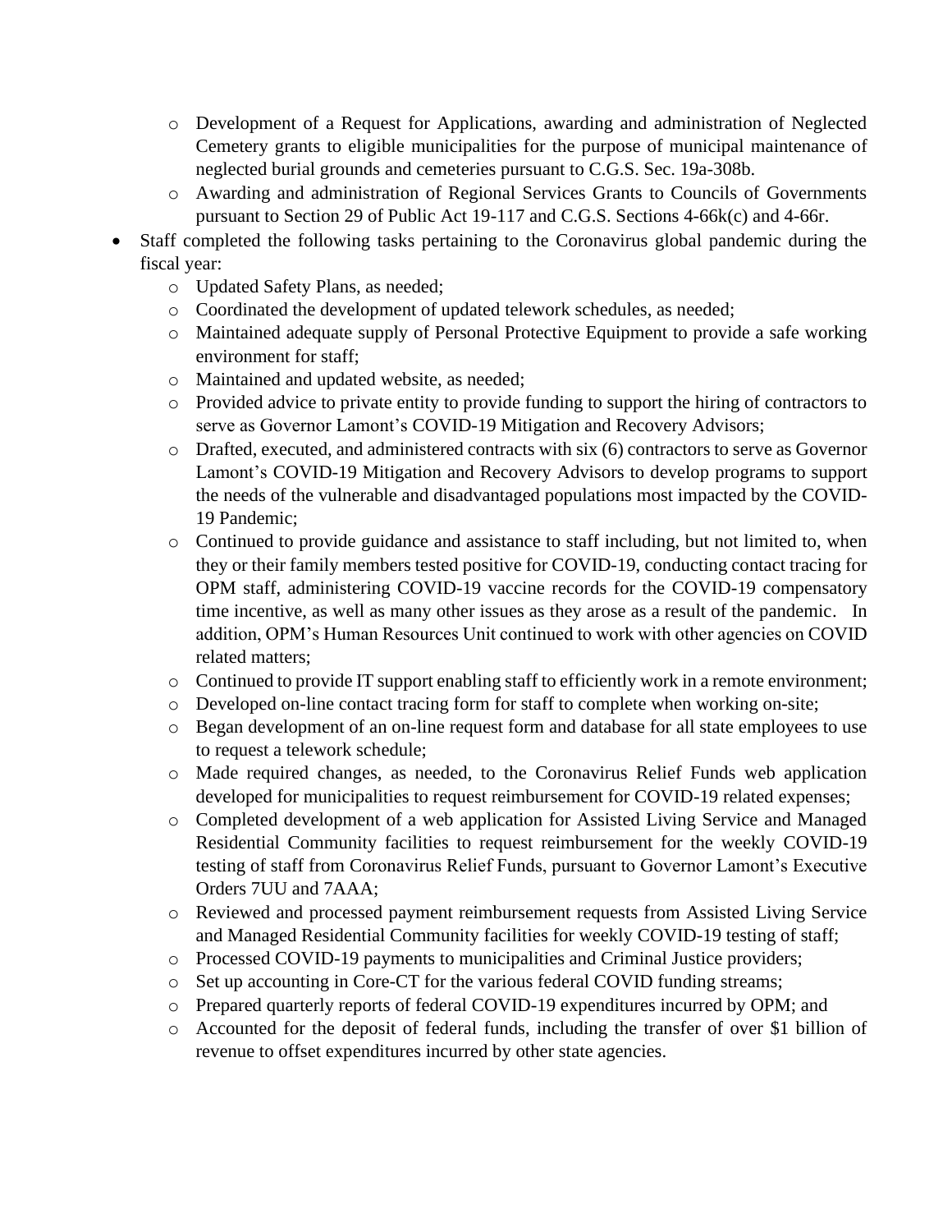- Development of a Request for Applications, awarding and administration of Neglected Cemetery grants to eligible municipalities for the purpose of municipal maintenance of neglected burial grounds and cemeteries pursuant to C.G.S. Sec. 19a-308b.
  - Awarding and administration of Regional Services Grants to Councils of Governments pursuant to Section 29 of Public Act 19-117 and C.G.S. Sections 4-66k(c) and 4-66r.
- Staff completed the following tasks pertaining to the Coronavirus global pandemic during the fiscal year:
  - Updated Safety Plans, as needed;
  - Coordinated the development of updated telework schedules, as needed;
  - Maintained adequate supply of Personal Protective Equipment to provide a safe working environment for staff;
  - Maintained and updated website, as needed;
  - Provided advice to private entity to provide funding to support the hiring of contractors to serve as Governor Lamont's COVID-19 Mitigation and Recovery Advisors;
  - Drafted, executed, and administered contracts with six (6) contractors to serve as Governor Lamont's COVID-19 Mitigation and Recovery Advisors to develop programs to support the needs of the vulnerable and disadvantaged populations most impacted by the COVID-19 Pandemic;
  - Continued to provide guidance and assistance to staff including, but not limited to, when they or their family members tested positive for COVID-19, conducting contact tracing for OPM staff, administering COVID-19 vaccine records for the COVID-19 compensatory time incentive, as well as many other issues as they arose as a result of the pandemic. In addition, OPM's Human Resources Unit continued to work with other agencies on COVID related matters;
  - Continued to provide IT support enabling staff to efficiently work in a remote environment;
  - Developed on-line contact tracing form for staff to complete when working on-site;
  - Began development of an on-line request form and database for all state employees to use to request a telework schedule;
  - Made required changes, as needed, to the Coronavirus Relief Funds web application developed for municipalities to request reimbursement for COVID-19 related expenses;
  - Completed development of a web application for Assisted Living Service and Managed Residential Community facilities to request reimbursement for the weekly COVID-19 testing of staff from Coronavirus Relief Funds, pursuant to Governor Lamont's Executive Orders 7UU and 7AAA;
  - Reviewed and processed payment reimbursement requests from Assisted Living Service and Managed Residential Community facilities for weekly COVID-19 testing of staff;
  - Processed COVID-19 payments to municipalities and Criminal Justice providers;
  - Set up accounting in Core-CT for the various federal COVID funding streams;
  - Prepared quarterly reports of federal COVID-19 expenditures incurred by OPM; and
  - Accounted for the deposit of federal funds, including the transfer of over $1 billion of revenue to offset expenditures incurred by other state agencies.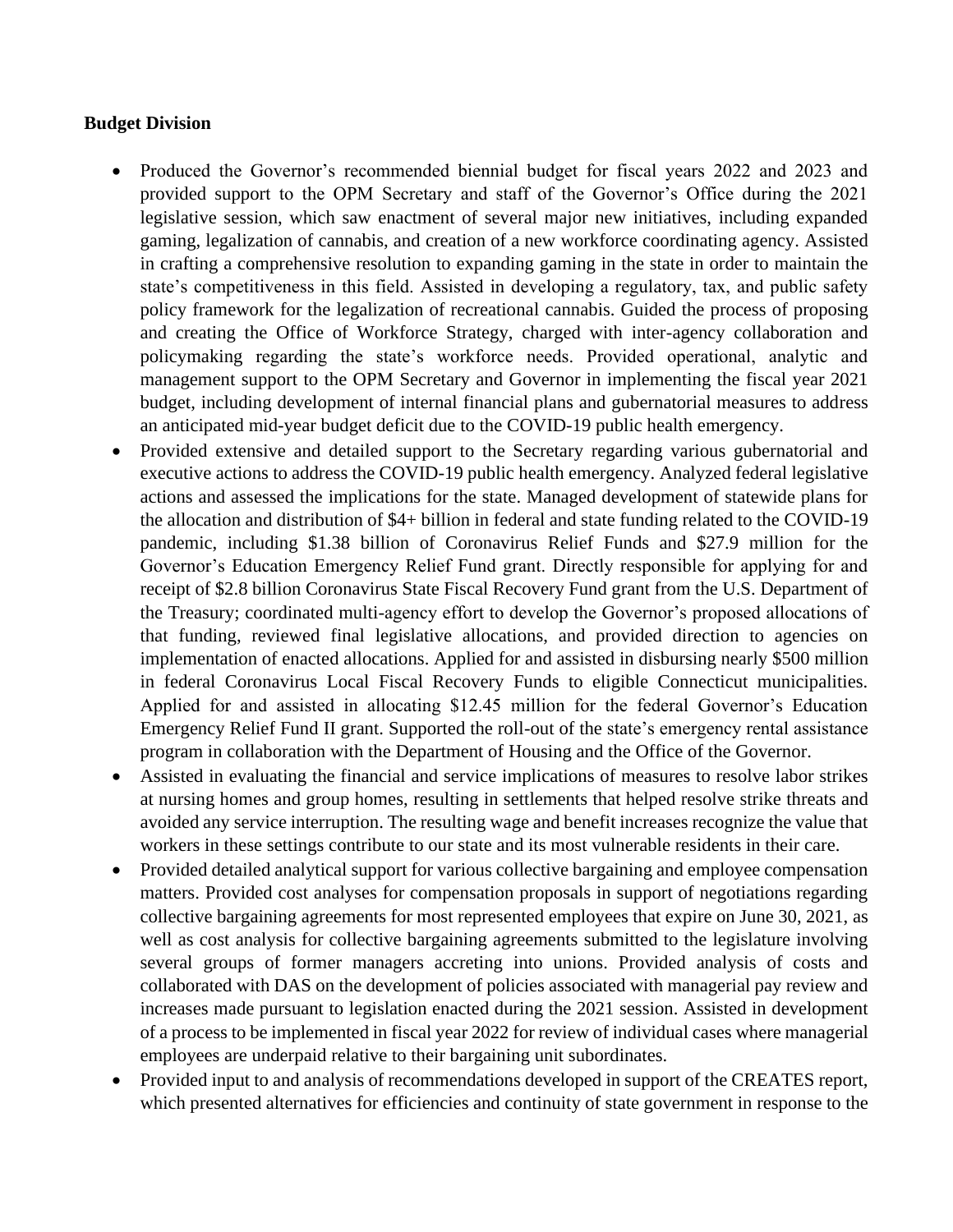**Budget Division**

- Produced the Governor's recommended biennial budget for fiscal years 2022 and 2023 and provided support to the OPM Secretary and staff of the Governor's Office during the 2021 legislative session, which saw enactment of several major new initiatives, including expanded gaming, legalization of cannabis, and creation of a new workforce coordinating agency. Assisted in crafting a comprehensive resolution to expanding gaming in the state in order to maintain the state's competitiveness in this field. Assisted in developing a regulatory, tax, and public safety policy framework for the legalization of recreational cannabis. Guided the process of proposing and creating the Office of Workforce Strategy, charged with inter-agency collaboration and policymaking regarding the state's workforce needs. Provided operational, analytic and management support to the OPM Secretary and Governor in implementing the fiscal year 2021 budget, including development of internal financial plans and gubernatorial measures to address an anticipated mid-year budget deficit due to the COVID-19 public health emergency.
- Provided extensive and detailed support to the Secretary regarding various gubernatorial and executive actions to address the COVID-19 public health emergency. Analyzed federal legislative actions and assessed the implications for the state. Managed development of statewide plans for the allocation and distribution of $4+ billion in federal and state funding related to the COVID-19 pandemic, including $1.38 billion of Coronavirus Relief Funds and $27.9 million for the Governor's Education Emergency Relief Fund grant. Directly responsible for applying for and receipt of $2.8 billion Coronavirus State Fiscal Recovery Fund grant from the U.S. Department of the Treasury; coordinated multi-agency effort to develop the Governor's proposed allocations of that funding, reviewed final legislative allocations, and provided direction to agencies on implementation of enacted allocations. Applied for and assisted in disbursing nearly $500 million in federal Coronavirus Local Fiscal Recovery Funds to eligible Connecticut municipalities. Applied for and assisted in allocating $12.45 million for the federal Governor's Education Emergency Relief Fund II grant. Supported the roll-out of the state's emergency rental assistance program in collaboration with the Department of Housing and the Office of the Governor.
- Assisted in evaluating the financial and service implications of measures to resolve labor strikes at nursing homes and group homes, resulting in settlements that helped resolve strike threats and avoided any service interruption. The resulting wage and benefit increases recognize the value that workers in these settings contribute to our state and its most vulnerable residents in their care.
- Provided detailed analytical support for various collective bargaining and employee compensation matters. Provided cost analyses for compensation proposals in support of negotiations regarding collective bargaining agreements for most represented employees that expire on June 30, 2021, as well as cost analysis for collective bargaining agreements submitted to the legislature involving several groups of former managers accreting into unions. Provided analysis of costs and collaborated with DAS on the development of policies associated with managerial pay review and increases made pursuant to legislation enacted during the 2021 session. Assisted in development of a process to be implemented in fiscal year 2022 for review of individual cases where managerial employees are underpaid relative to their bargaining unit subordinates.
- Provided input to and analysis of recommendations developed in support of the CREATES report, which presented alternatives for efficiencies and continuity of state government in response to the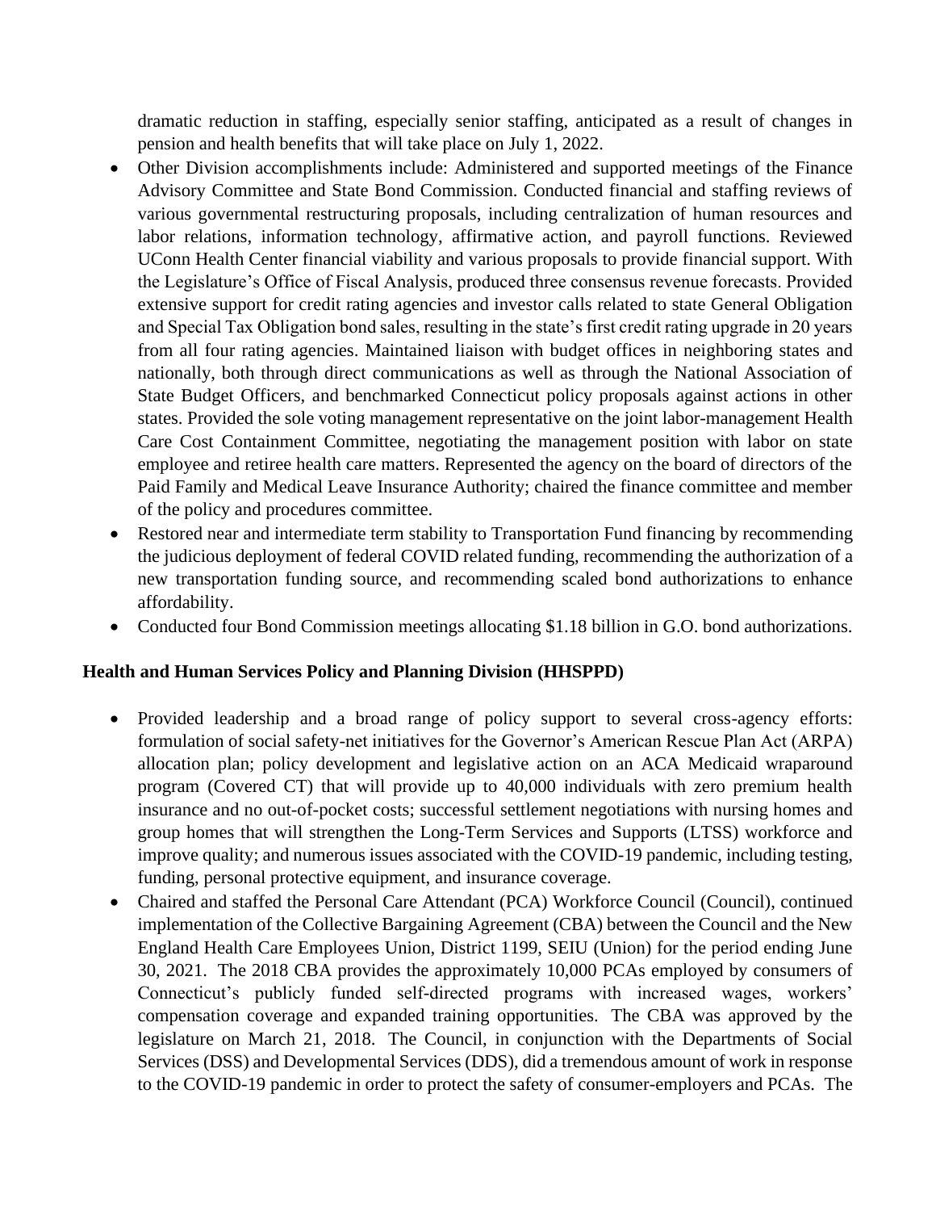dramatic reduction in staffing, especially senior staffing, anticipated as a result of changes in pension and health benefits that will take place on July 1, 2022.

- Other Division accomplishments include: Administered and supported meetings of the Finance Advisory Committee and State Bond Commission. Conducted financial and staffing reviews of various governmental restructuring proposals, including centralization of human resources and labor relations, information technology, affirmative action, and payroll functions. Reviewed UConn Health Center financial viability and various proposals to provide financial support. With the Legislature's Office of Fiscal Analysis, produced three consensus revenue forecasts. Provided extensive support for credit rating agencies and investor calls related to state General Obligation and Special Tax Obligation bond sales, resulting in the state's first credit rating upgrade in 20 years from all four rating agencies. Maintained liaison with budget offices in neighboring states and nationally, both through direct communications as well as through the National Association of State Budget Officers, and benchmarked Connecticut policy proposals against actions in other states. Provided the sole voting management representative on the joint labor-management Health Care Cost Containment Committee, negotiating the management position with labor on state employee and retiree health care matters. Represented the agency on the board of directors of the Paid Family and Medical Leave Insurance Authority; chaired the finance committee and member of the policy and procedures committee.
- Restored near and intermediate term stability to Transportation Fund financing by recommending the judicious deployment of federal COVID related funding, recommending the authorization of a new transportation funding source, and recommending scaled bond authorizations to enhance affordability.
- Conducted four Bond Commission meetings allocating $1.18 billion in G.O. bond authorizations.

**Health and Human Services Policy and Planning Division (HHSPPD)**

- Provided leadership and a broad range of policy support to several cross-agency efforts: formulation of social safety-net initiatives for the Governor's American Rescue Plan Act (ARPA) allocation plan; policy development and legislative action on an ACA Medicaid wraparound program (Covered CT) that will provide up to 40,000 individuals with zero premium health insurance and no out-of-pocket costs; successful settlement negotiations with nursing homes and group homes that will strengthen the Long-Term Services and Supports (LTSS) workforce and improve quality; and numerous issues associated with the COVID-19 pandemic, including testing, funding, personal protective equipment, and insurance coverage.
- Chaired and staffed the Personal Care Attendant (PCA) Workforce Council (Council), continued implementation of the Collective Bargaining Agreement (CBA) between the Council and the New England Health Care Employees Union, District 1199, SEIU (Union) for the period ending June 30, 2021. The 2018 CBA provides the approximately 10,000 PCAs employed by consumers of Connecticut's publicly funded self-directed programs with increased wages, workers' compensation coverage and expanded training opportunities. The CBA was approved by the legislature on March 21, 2018. The Council, in conjunction with the Departments of Social Services (DSS) and Developmental Services (DDS), did a tremendous amount of work in response to the COVID-19 pandemic in order to protect the safety of consumer-employers and PCAs. The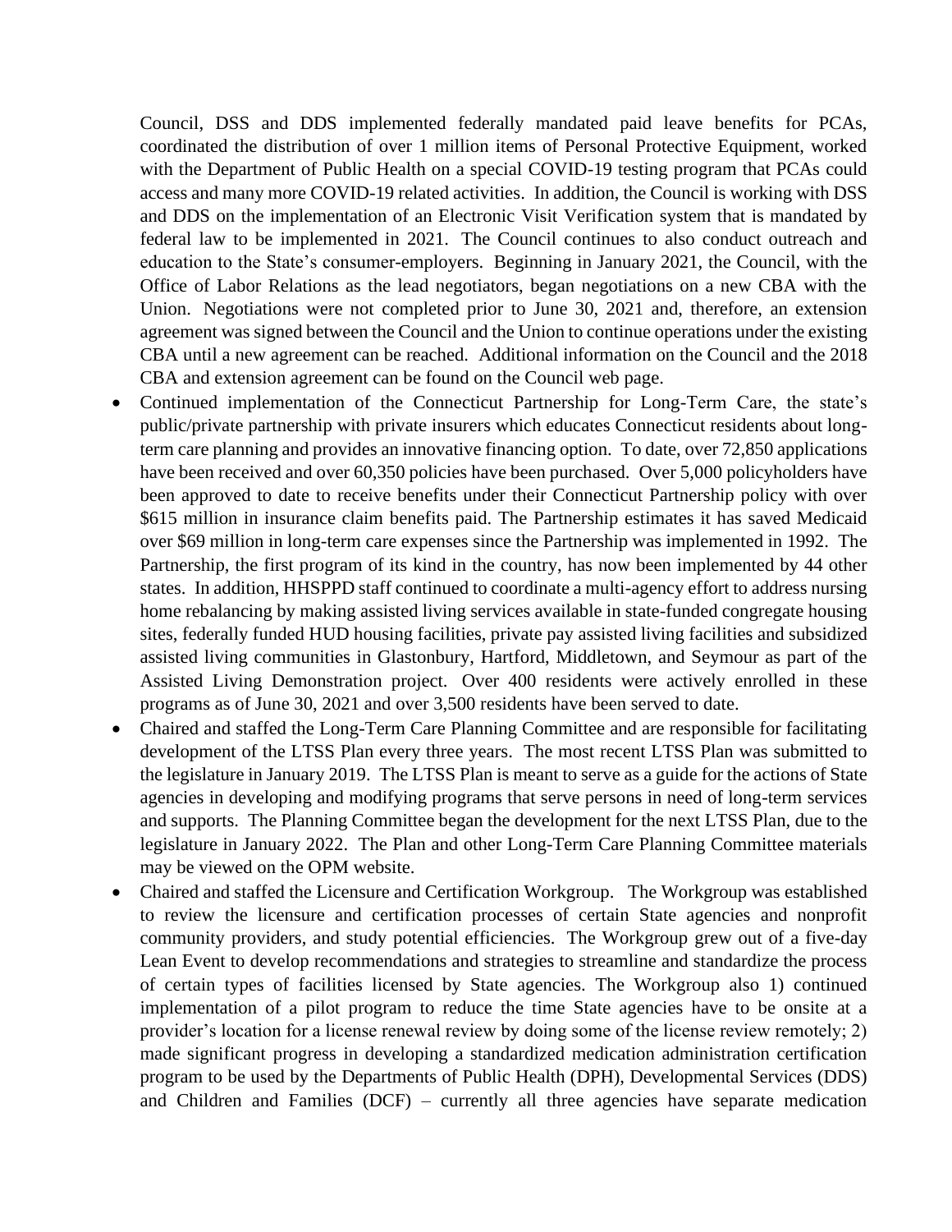Council, DSS and DDS implemented federally mandated paid leave benefits for PCAs, coordinated the distribution of over 1 million items of Personal Protective Equipment, worked with the Department of Public Health on a special COVID-19 testing program that PCAs could access and many more COVID-19 related activities. In addition, the Council is working with DSS and DDS on the implementation of an Electronic Visit Verification system that is mandated by federal law to be implemented in 2021. The Council continues to also conduct outreach and education to the State's consumer-employers. Beginning in January 2021, the Council, with the Office of Labor Relations as the lead negotiators, began negotiations on a new CBA with the Union. Negotiations were not completed prior to June 30, 2021 and, therefore, an extension agreement was signed between the Council and the Union to continue operations under the existing CBA until a new agreement can be reached. Additional information on the Council and the 2018 CBA and extension agreement can be found on the Council web page.

- Continued implementation of the Connecticut Partnership for Long-Term Care, the state's public/private partnership with private insurers which educates Connecticut residents about long-term care planning and provides an innovative financing option. To date, over 72,850 applications have been received and over 60,350 policies have been purchased. Over 5,000 policyholders have been approved to date to receive benefits under their Connecticut Partnership policy with over $615 million in insurance claim benefits paid. The Partnership estimates it has saved Medicaid over $69 million in long-term care expenses since the Partnership was implemented in 1992. The Partnership, the first program of its kind in the country, has now been implemented by 44 other states. In addition, HHSPPD staff continued to coordinate a multi-agency effort to address nursing home rebalancing by making assisted living services available in state-funded congregate housing sites, federally funded HUD housing facilities, private pay assisted living facilities and subsidized assisted living communities in Glastonbury, Hartford, Middletown, and Seymour as part of the Assisted Living Demonstration project. Over 400 residents were actively enrolled in these programs as of June 30, 2021 and over 3,500 residents have been served to date.
- Chaired and staffed the Long-Term Care Planning Committee and are responsible for facilitating development of the LTSS Plan every three years. The most recent LTSS Plan was submitted to the legislature in January 2019. The LTSS Plan is meant to serve as a guide for the actions of State agencies in developing and modifying programs that serve persons in need of long-term services and supports. The Planning Committee began the development for the next LTSS Plan, due to the legislature in January 2022. The Plan and other Long-Term Care Planning Committee materials may be viewed on the OPM website.
- Chaired and staffed the Licensure and Certification Workgroup. The Workgroup was established to review the licensure and certification processes of certain State agencies and nonprofit community providers, and study potential efficiencies. The Workgroup grew out of a five-day Lean Event to develop recommendations and strategies to streamline and standardize the process of certain types of facilities licensed by State agencies. The Workgroup also 1) continued implementation of a pilot program to reduce the time State agencies have to be onsite at a provider's location for a license renewal review by doing some of the license review remotely; 2) made significant progress in developing a standardized medication administration certification program to be used by the Departments of Public Health (DPH), Developmental Services (DDS) and Children and Families (DCF) – currently all three agencies have separate medication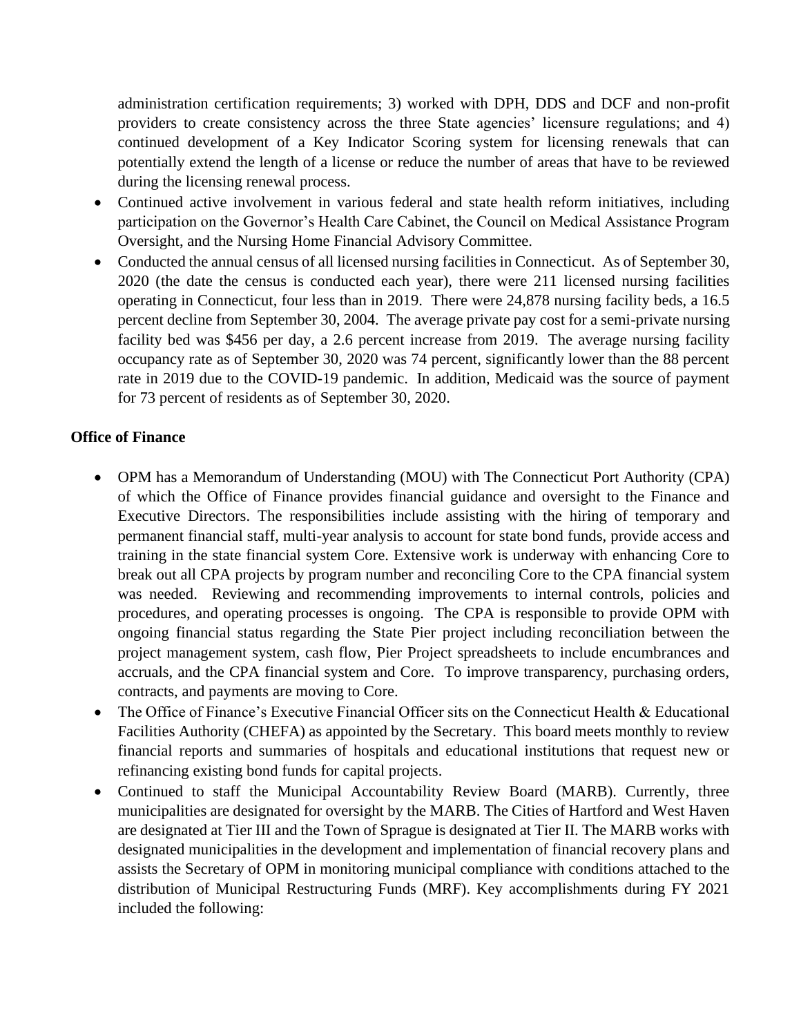administration certification requirements; 3) worked with DPH, DDS and DCF and non-profit providers to create consistency across the three State agencies' licensure regulations; and 4) continued development of a Key Indicator Scoring system for licensing renewals that can potentially extend the length of a license or reduce the number of areas that have to be reviewed during the licensing renewal process.

- Continued active involvement in various federal and state health reform initiatives, including participation on the Governor's Health Care Cabinet, the Council on Medical Assistance Program Oversight, and the Nursing Home Financial Advisory Committee.
- Conducted the annual census of all licensed nursing facilities in Connecticut. As of September 30, 2020 (the date the census is conducted each year), there were 211 licensed nursing facilities operating in Connecticut, four less than in 2019. There were 24,878 nursing facility beds, a 16.5 percent decline from September 30, 2004. The average private pay cost for a semi-private nursing facility bed was $456 per day, a 2.6 percent increase from 2019. The average nursing facility occupancy rate as of September 30, 2020 was 74 percent, significantly lower than the 88 percent rate in 2019 due to the COVID-19 pandemic. In addition, Medicaid was the source of payment for 73 percent of residents as of September 30, 2020.

**Office of Finance**

- OPM has a Memorandum of Understanding (MOU) with The Connecticut Port Authority (CPA) of which the Office of Finance provides financial guidance and oversight to the Finance and Executive Directors. The responsibilities include assisting with the hiring of temporary and permanent financial staff, multi-year analysis to account for state bond funds, provide access and training in the state financial system Core. Extensive work is underway with enhancing Core to break out all CPA projects by program number and reconciling Core to the CPA financial system was needed. Reviewing and recommending improvements to internal controls, policies and procedures, and operating processes is ongoing. The CPA is responsible to provide OPM with ongoing financial status regarding the State Pier project including reconciliation between the project management system, cash flow, Pier Project spreadsheets to include encumbrances and accruals, and the CPA financial system and Core. To improve transparency, purchasing orders, contracts, and payments are moving to Core.
- The Office of Finance's Executive Financial Officer sits on the Connecticut Health & Educational Facilities Authority (CHEFA) as appointed by the Secretary. This board meets monthly to review financial reports and summaries of hospitals and educational institutions that request new or refinancing existing bond funds for capital projects.
- Continued to staff the Municipal Accountability Review Board (MARB). Currently, three municipalities are designated for oversight by the MARB. The Cities of Hartford and West Haven are designated at Tier III and the Town of Sprague is designated at Tier II. The MARB works with designated municipalities in the development and implementation of financial recovery plans and assists the Secretary of OPM in monitoring municipal compliance with conditions attached to the distribution of Municipal Restructuring Funds (MRF). Key accomplishments during FY 2021 included the following: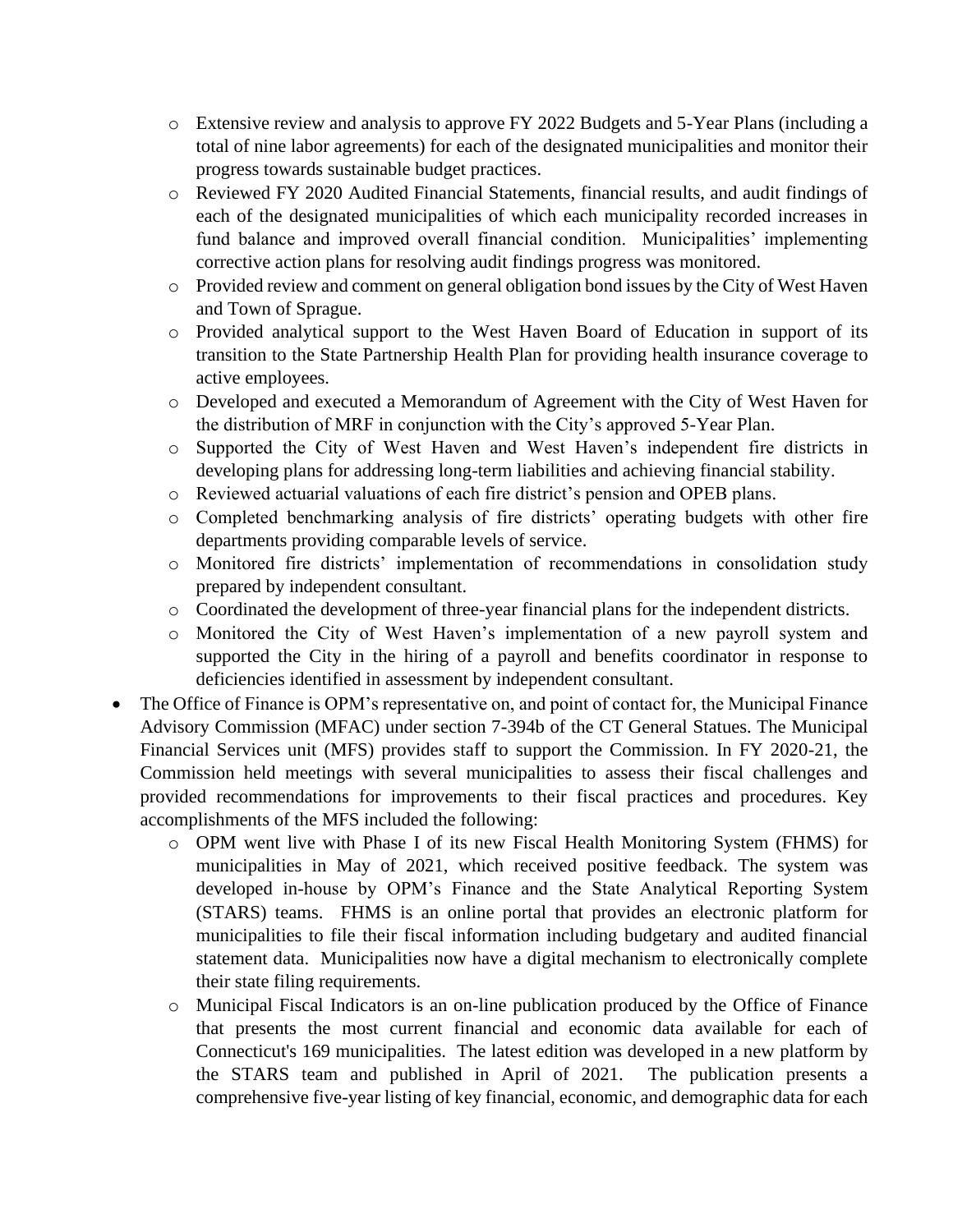- Extensive review and analysis to approve FY 2022 Budgets and 5-Year Plans (including a total of nine labor agreements) for each of the designated municipalities and monitor their progress towards sustainable budget practices.
  - Reviewed FY 2020 Audited Financial Statements, financial results, and audit findings of each of the designated municipalities of which each municipality recorded increases in fund balance and improved overall financial condition. Municipalities' implementing corrective action plans for resolving audit findings progress was monitored.
  - Provided review and comment on general obligation bond issues by the City of West Haven and Town of Sprague.
  - Provided analytical support to the West Haven Board of Education in support of its transition to the State Partnership Health Plan for providing health insurance coverage to active employees.
  - Developed and executed a Memorandum of Agreement with the City of West Haven for the distribution of MRF in conjunction with the City's approved 5-Year Plan.
  - Supported the City of West Haven and West Haven's independent fire districts in developing plans for addressing long-term liabilities and achieving financial stability.
  - Reviewed actuarial valuations of each fire district's pension and OPEB plans.
  - Completed benchmarking analysis of fire districts' operating budgets with other fire departments providing comparable levels of service.
  - Monitored fire districts' implementation of recommendations in consolidation study prepared by independent consultant.
  - Coordinated the development of three-year financial plans for the independent districts.
  - Monitored the City of West Haven's implementation of a new payroll system and supported the City in the hiring of a payroll and benefits coordinator in response to deficiencies identified in assessment by independent consultant.
- The Office of Finance is OPM's representative on, and point of contact for, the Municipal Finance Advisory Commission (MFAC) under section 7-394b of the CT General Statues. The Municipal Financial Services unit (MFS) provides staff to support the Commission. In FY 2020-21, the Commission held meetings with several municipalities to assess their fiscal challenges and provided recommendations for improvements to their fiscal practices and procedures. Key accomplishments of the MFS included the following:
  - OPM went live with Phase I of its new Fiscal Health Monitoring System (FHMS) for municipalities in May of 2021, which received positive feedback. The system was developed in-house by OPM's Finance and the State Analytical Reporting System (STARS) teams. FHMS is an online portal that provides an electronic platform for municipalities to file their fiscal information including budgetary and audited financial statement data. Municipalities now have a digital mechanism to electronically complete their state filing requirements.
  - Municipal Fiscal Indicators is an on-line publication produced by the Office of Finance that presents the most current financial and economic data available for each of Connecticut's 169 municipalities. The latest edition was developed in a new platform by the STARS team and published in April of 2021. The publication presents a comprehensive five-year listing of key financial, economic, and demographic data for each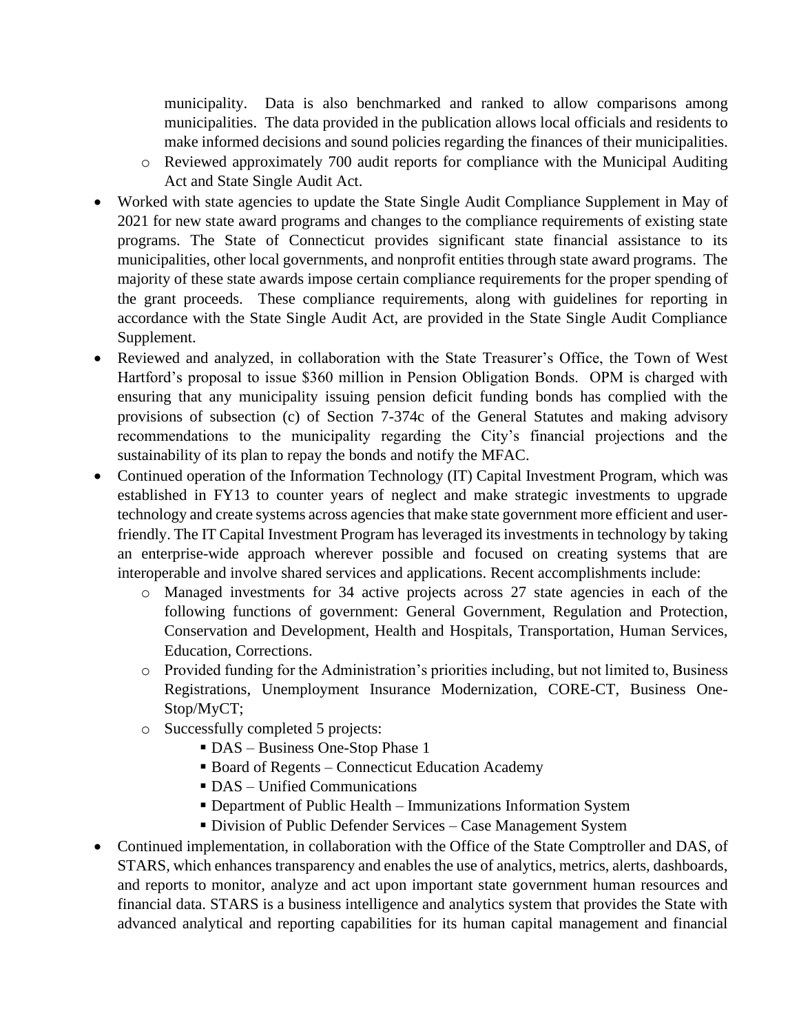municipality. Data is also benchmarked and ranked to allow comparisons among municipalities. The data provided in the publication allows local officials and residents to make informed decisions and sound policies regarding the finances of their municipalities.
  - Reviewed approximately 700 audit reports for compliance with the Municipal Auditing Act and State Single Audit Act.

- Worked with state agencies to update the State Single Audit Compliance Supplement in May of 2021 for new state award programs and changes to the compliance requirements of existing state programs. The State of Connecticut provides significant state financial assistance to its municipalities, other local governments, and nonprofit entities through state award programs. The majority of these state awards impose certain compliance requirements for the proper spending of the grant proceeds. These compliance requirements, along with guidelines for reporting in accordance with the State Single Audit Act, are provided in the State Single Audit Compliance Supplement.
- Reviewed and analyzed, in collaboration with the State Treasurer's Office, the Town of West Hartford's proposal to issue $360 million in Pension Obligation Bonds. OPM is charged with ensuring that any municipality issuing pension deficit funding bonds has complied with the provisions of subsection (c) of Section 7-374c of the General Statutes and making advisory recommendations to the municipality regarding the City's financial projections and the sustainability of its plan to repay the bonds and notify the MFAC.
- Continued operation of the Information Technology (IT) Capital Investment Program, which was established in FY13 to counter years of neglect and make strategic investments to upgrade technology and create systems across agencies that make state government more efficient and user-friendly. The IT Capital Investment Program has leveraged its investments in technology by taking an enterprise-wide approach wherever possible and focused on creating systems that are interoperable and involve shared services and applications. Recent accomplishments include:
  - Managed investments for 34 active projects across 27 state agencies in each of the following functions of government: General Government, Regulation and Protection, Conservation and Development, Health and Hospitals, Transportation, Human Services, Education, Corrections.
  - Provided funding for the Administration's priorities including, but not limited to, Business Registrations, Unemployment Insurance Modernization, CORE-CT, Business One-Stop/MyCT;
  - Successfully completed 5 projects:
    - DAS – Business One-Stop Phase 1
    - Board of Regents – Connecticut Education Academy
    - DAS – Unified Communications
    - Department of Public Health – Immunizations Information System
    - Division of Public Defender Services – Case Management System
- Continued implementation, in collaboration with the Office of the State Comptroller and DAS, of STARS, which enhances transparency and enables the use of analytics, metrics, alerts, dashboards, and reports to monitor, analyze and act upon important state government human resources and financial data. STARS is a business intelligence and analytics system that provides the State with advanced analytical and reporting capabilities for its human capital management and financial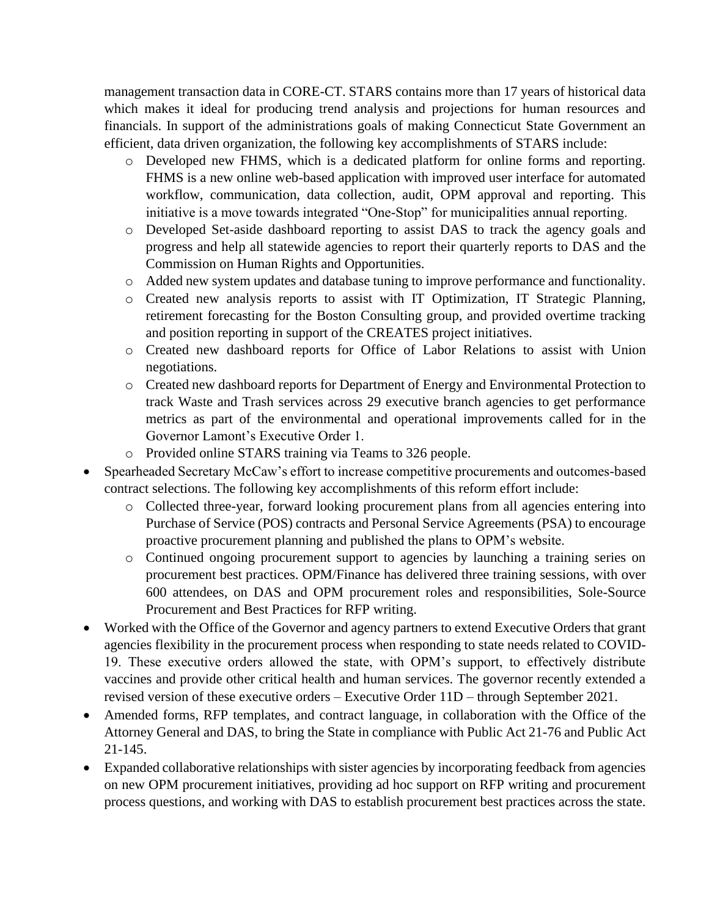management transaction data in CORE-CT. STARS contains more than 17 years of historical data which makes it ideal for producing trend analysis and projections for human resources and financials. In support of the administrations goals of making Connecticut State Government an efficient, data driven organization, the following key accomplishments of STARS include:

- Developed new FHMS, which is a dedicated platform for online forms and reporting. FHMS is a new online web-based application with improved user interface for automated workflow, communication, data collection, audit, OPM approval and reporting. This initiative is a move towards integrated "One-Stop" for municipalities annual reporting.
- Developed Set-aside dashboard reporting to assist DAS to track the agency goals and progress and help all statewide agencies to report their quarterly reports to DAS and the Commission on Human Rights and Opportunities.
- Added new system updates and database tuning to improve performance and functionality.
- Created new analysis reports to assist with IT Optimization, IT Strategic Planning, retirement forecasting for the Boston Consulting group, and provided overtime tracking and position reporting in support of the CREATES project initiatives.
- Created new dashboard reports for Office of Labor Relations to assist with Union negotiations.
- Created new dashboard reports for Department of Energy and Environmental Protection to track Waste and Trash services across 29 executive branch agencies to get performance metrics as part of the environmental and operational improvements called for in the Governor Lamont's Executive Order 1.
- Provided online STARS training via Teams to 326 people.

* Spearheaded Secretary McCaw's effort to increase competitive procurements and outcomes-based contract selections. The following key accomplishments of this reform effort include:
  - Collected three-year, forward looking procurement plans from all agencies entering into Purchase of Service (POS) contracts and Personal Service Agreements (PSA) to encourage proactive procurement planning and published the plans to OPM's website.
  - Continued ongoing procurement support to agencies by launching a training series on procurement best practices. OPM/Finance has delivered three training sessions, with over 600 attendees, on DAS and OPM procurement roles and responsibilities, Sole-Source Procurement and Best Practices for RFP writing.
* Worked with the Office of the Governor and agency partners to extend Executive Orders that grant agencies flexibility in the procurement process when responding to state needs related to COVID-19. These executive orders allowed the state, with OPM's support, to effectively distribute vaccines and provide other critical health and human services. The governor recently extended a revised version of these executive orders – Executive Order 11D – through September 2021.
* Amended forms, RFP templates, and contract language, in collaboration with the Office of the Attorney General and DAS, to bring the State in compliance with Public Act 21-76 and Public Act 21-145.
* Expanded collaborative relationships with sister agencies by incorporating feedback from agencies on new OPM procurement initiatives, providing ad hoc support on RFP writing and procurement process questions, and working with DAS to establish procurement best practices across the state.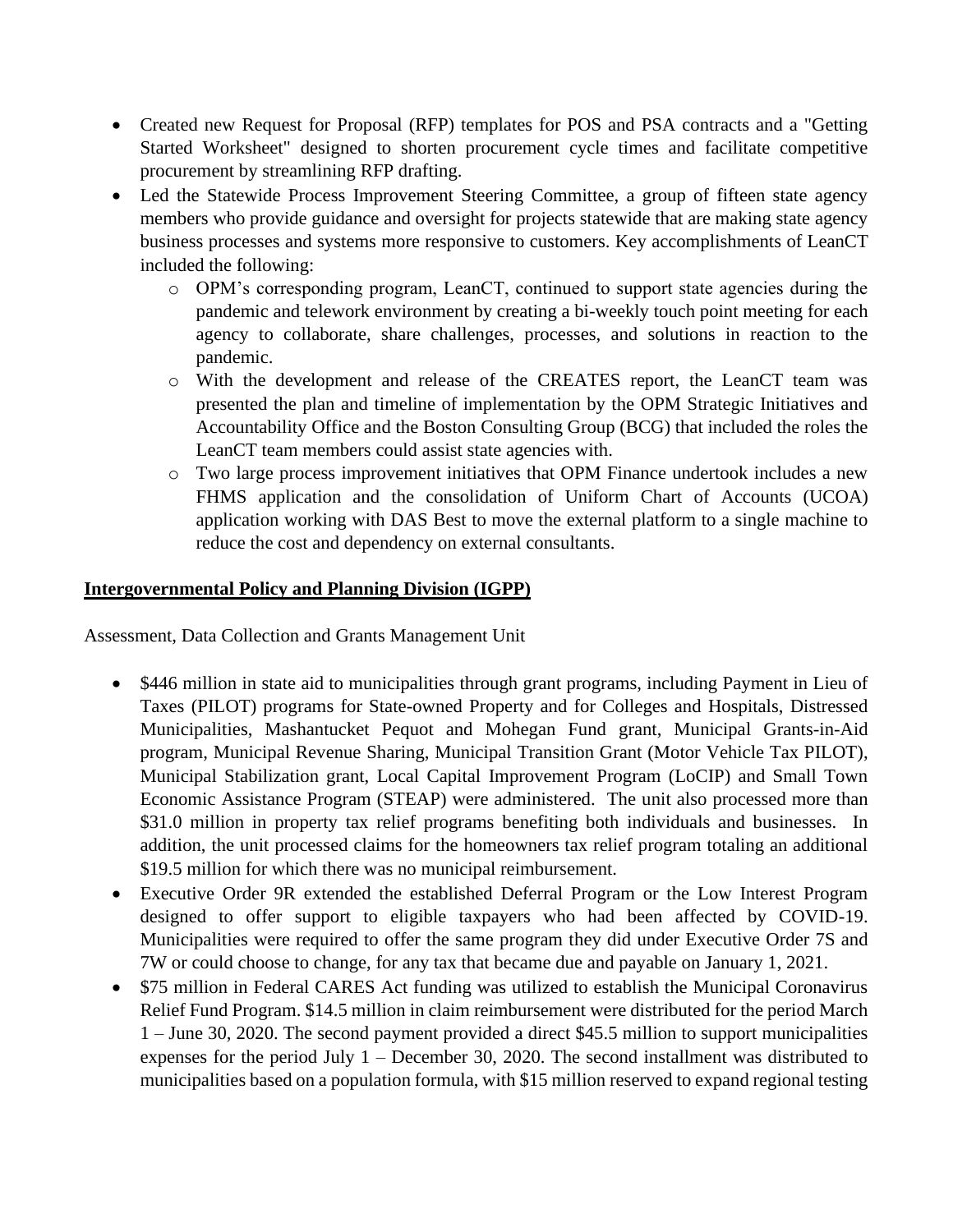- Created new Request for Proposal (RFP) templates for POS and PSA contracts and a "Getting Started Worksheet" designed to shorten procurement cycle times and facilitate competitive procurement by streamlining RFP drafting.
- Led the Statewide Process Improvement Steering Committee, a group of fifteen state agency members who provide guidance and oversight for projects statewide that are making state agency business processes and systems more responsive to customers. Key accomplishments of LeanCT included the following:
    - OPM's corresponding program, LeanCT, continued to support state agencies during the pandemic and telework environment by creating a bi-weekly touch point meeting for each agency to collaborate, share challenges, processes, and solutions in reaction to the pandemic.
    - With the development and release of the CREATES report, the LeanCT team was presented the plan and timeline of implementation by the OPM Strategic Initiatives and Accountability Office and the Boston Consulting Group (BCG) that included the roles the LeanCT team members could assist state agencies with.
    - Two large process improvement initiatives that OPM Finance undertook includes a new FHMS application and the consolidation of Uniform Chart of Accounts (UCOA) application working with DAS Best to move the external platform to a single machine to reduce the cost and dependency on external consultants.

**Intergovernmental Policy and Planning Division (IGPP)**

Assessment, Data Collection and Grants Management Unit

- $446 million in state aid to municipalities through grant programs, including Payment in Lieu of Taxes (PILOT) programs for State-owned Property and for Colleges and Hospitals, Distressed Municipalities, Mashantucket Pequot and Mohegan Fund grant, Municipal Grants-in-Aid program, Municipal Revenue Sharing, Municipal Transition Grant (Motor Vehicle Tax PILOT), Municipal Stabilization grant, Local Capital Improvement Program (LoCIP) and Small Town Economic Assistance Program (STEAP) were administered. The unit also processed more than $31.0 million in property tax relief programs benefiting both individuals and businesses. In addition, the unit processed claims for the homeowners tax relief program totaling an additional $19.5 million for which there was no municipal reimbursement.
- Executive Order 9R extended the established Deferral Program or the Low Interest Program designed to offer support to eligible taxpayers who had been affected by COVID-19. Municipalities were required to offer the same program they did under Executive Order 7S and 7W or could choose to change, for any tax that became due and payable on January 1, 2021.
- $75 million in Federal CARES Act funding was utilized to establish the Municipal Coronavirus Relief Fund Program. $14.5 million in claim reimbursement were distributed for the period March 1 – June 30, 2020. The second payment provided a direct $45.5 million to support municipalities expenses for the period July 1 – December 30, 2020. The second installment was distributed to municipalities based on a population formula, with $15 million reserved to expand regional testing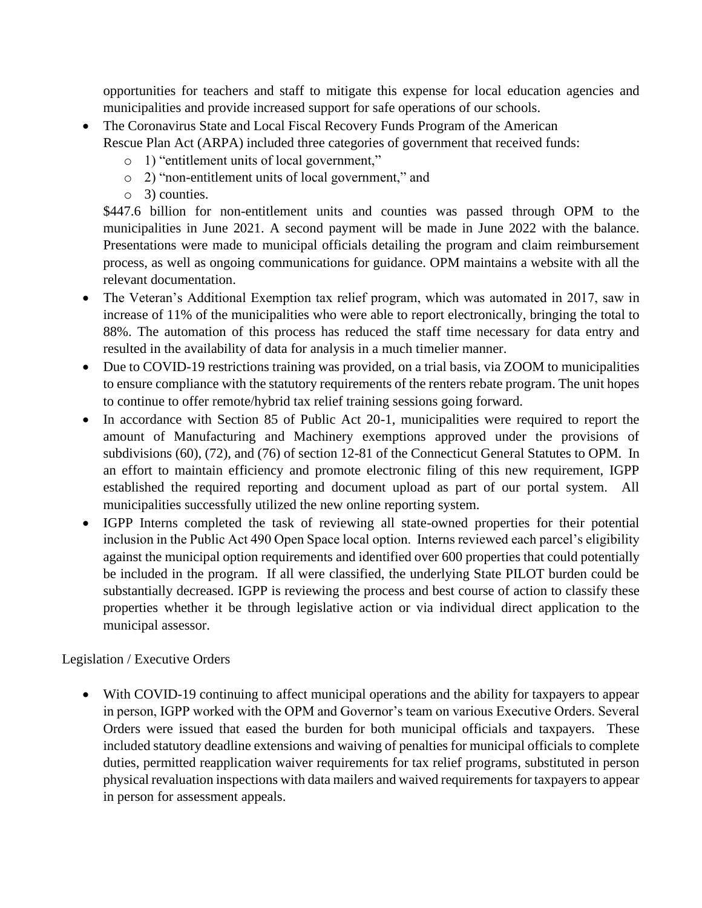opportunities for teachers and staff to mitigate this expense for local education agencies and municipalities and provide increased support for safe operations of our schools.

- The Coronavirus State and Local Fiscal Recovery Funds Program of the American Rescue Plan Act (ARPA) included three categories of government that received funds:
  - 1) "entitlement units of local government,"
  - 2) "non-entitlement units of local government," and
  - 3) counties.

  $447.6 billion for non-entitlement units and counties was passed through OPM to the municipalities in June 2021. A second payment will be made in June 2022 with the balance. Presentations were made to municipal officials detailing the program and claim reimbursement process, as well as ongoing communications for guidance. OPM maintains a website with all the relevant documentation.
- The Veteran's Additional Exemption tax relief program, which was automated in 2017, saw in increase of 11% of the municipalities who were able to report electronically, bringing the total to 88%. The automation of this process has reduced the staff time necessary for data entry and resulted in the availability of data for analysis in a much timelier manner.
- Due to COVID-19 restrictions training was provided, on a trial basis, via ZOOM to municipalities to ensure compliance with the statutory requirements of the renters rebate program. The unit hopes to continue to offer remote/hybrid tax relief training sessions going forward.
- In accordance with Section 85 of Public Act 20-1, municipalities were required to report the amount of Manufacturing and Machinery exemptions approved under the provisions of subdivisions (60), (72), and (76) of section 12-81 of the Connecticut General Statutes to OPM. In an effort to maintain efficiency and promote electronic filing of this new requirement, IGPP established the required reporting and document upload as part of our portal system. All municipalities successfully utilized the new online reporting system.
- IGPP Interns completed the task of reviewing all state-owned properties for their potential inclusion in the Public Act 490 Open Space local option. Interns reviewed each parcel's eligibility against the municipal option requirements and identified over 600 properties that could potentially be included in the program. If all were classified, the underlying State PILOT burden could be substantially decreased. IGPP is reviewing the process and best course of action to classify these properties whether it be through legislative action or via individual direct application to the municipal assessor.

Legislation / Executive Orders

- With COVID-19 continuing to affect municipal operations and the ability for taxpayers to appear in person, IGPP worked with the OPM and Governor's team on various Executive Orders. Several Orders were issued that eased the burden for both municipal officials and taxpayers. These included statutory deadline extensions and waiving of penalties for municipal officials to complete duties, permitted reapplication waiver requirements for tax relief programs, substituted in person physical revaluation inspections with data mailers and waived requirements for taxpayers to appear in person for assessment appeals.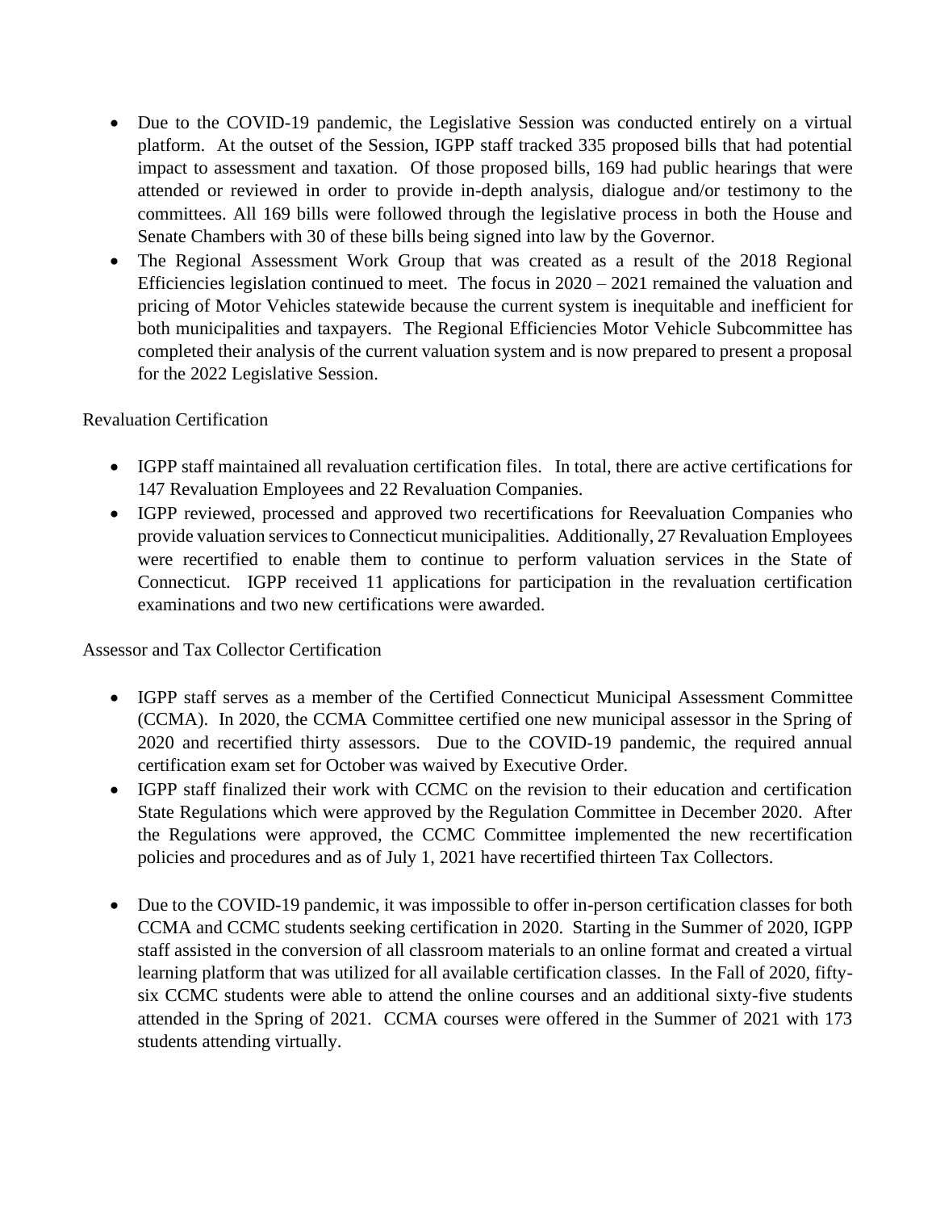- Due to the COVID-19 pandemic, the Legislative Session was conducted entirely on a virtual platform. At the outset of the Session, IGPP staff tracked 335 proposed bills that had potential impact to assessment and taxation. Of those proposed bills, 169 had public hearings that were attended or reviewed in order to provide in-depth analysis, dialogue and/or testimony to the committees. All 169 bills were followed through the legislative process in both the House and Senate Chambers with 30 of these bills being signed into law by the Governor.
- The Regional Assessment Work Group that was created as a result of the 2018 Regional Efficiencies legislation continued to meet. The focus in 2020 – 2021 remained the valuation and pricing of Motor Vehicles statewide because the current system is inequitable and inefficient for both municipalities and taxpayers. The Regional Efficiencies Motor Vehicle Subcommittee has completed their analysis of the current valuation system and is now prepared to present a proposal for the 2022 Legislative Session.

Revaluation Certification

- IGPP staff maintained all revaluation certification files. In total, there are active certifications for 147 Revaluation Employees and 22 Revaluation Companies.
- IGPP reviewed, processed and approved two recertifications for Reevaluation Companies who provide valuation services to Connecticut municipalities. Additionally, 27 Revaluation Employees were recertified to enable them to continue to perform valuation services in the State of Connecticut. IGPP received 11 applications for participation in the revaluation certification examinations and two new certifications were awarded.

Assessor and Tax Collector Certification

- IGPP staff serves as a member of the Certified Connecticut Municipal Assessment Committee (CCMA). In 2020, the CCMA Committee certified one new municipal assessor in the Spring of 2020 and recertified thirty assessors. Due to the COVID-19 pandemic, the required annual certification exam set for October was waived by Executive Order.
- IGPP staff finalized their work with CCMC on the revision to their education and certification State Regulations which were approved by the Regulation Committee in December 2020. After the Regulations were approved, the CCMC Committee implemented the new recertification policies and procedures and as of July 1, 2021 have recertified thirteen Tax Collectors.

- Due to the COVID-19 pandemic, it was impossible to offer in-person certification classes for both CCMA and CCMC students seeking certification in 2020. Starting in the Summer of 2020, IGPP staff assisted in the conversion of all classroom materials to an online format and created a virtual learning platform that was utilized for all available certification classes. In the Fall of 2020, fifty-six CCMC students were able to attend the online courses and an additional sixty-five students attended in the Spring of 2021. CCMA courses were offered in the Summer of 2021 with 173 students attending virtually.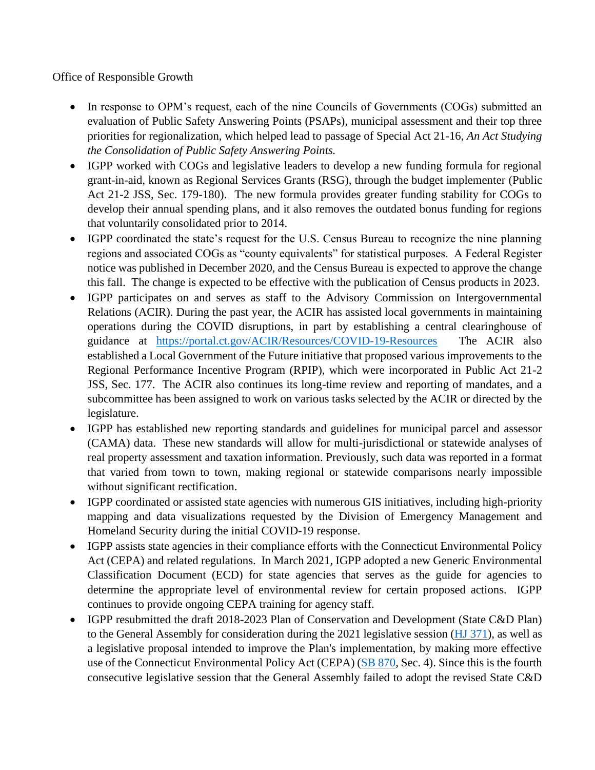Office of Responsible Growth

- In response to OPM's request, each of the nine Councils of Governments (COGs) submitted an evaluation of Public Safety Answering Points (PSAPs), municipal assessment and their top three priorities for regionalization, which helped lead to passage of Special Act 21-16, *An Act Studying the Consolidation of Public Safety Answering Points.*
- IGPP worked with COGs and legislative leaders to develop a new funding formula for regional grant-in-aid, known as Regional Services Grants (RSG), through the budget implementer (Public Act 21-2 JSS, Sec. 179-180). The new formula provides greater funding stability for COGs to develop their annual spending plans, and it also removes the outdated bonus funding for regions that voluntarily consolidated prior to 2014.
- IGPP coordinated the state's request for the U.S. Census Bureau to recognize the nine planning regions and associated COGs as "county equivalents" for statistical purposes. A Federal Register notice was published in December 2020, and the Census Bureau is expected to approve the change this fall. The change is expected to be effective with the publication of Census products in 2023.
- IGPP participates on and serves as staff to the Advisory Commission on Intergovernmental Relations (ACIR). During the past year, the ACIR has assisted local governments in maintaining operations during the COVID disruptions, in part by establishing a central clearinghouse of guidance at [https://portal.ct.gov/ACIR/Resources/COVID-19-Resources](https://portal.ct.gov/ACIR/Resources/COVID-19-Resources) The ACIR also established a Local Government of the Future initiative that proposed various improvements to the Regional Performance Incentive Program (RPIP), which were incorporated in Public Act 21-2 JSS, Sec. 177. The ACIR also continues its long-time review and reporting of mandates, and a subcommittee has been assigned to work on various tasks selected by the ACIR or directed by the legislature.
- IGPP has established new reporting standards and guidelines for municipal parcel and assessor (CAMA) data. These new standards will allow for multi-jurisdictional or statewide analyses of real property assessment and taxation information. Previously, such data was reported in a format that varied from town to town, making regional or statewide comparisons nearly impossible without significant rectification.
- IGPP coordinated or assisted state agencies with numerous GIS initiatives, including high-priority mapping and data visualizations requested by the Division of Emergency Management and Homeland Security during the initial COVID-19 response.
- IGPP assists state agencies in their compliance efforts with the Connecticut Environmental Policy Act (CEPA) and related regulations. In March 2021, IGPP adopted a new Generic Environmental Classification Document (ECD) for state agencies that serves as the guide for agencies to determine the appropriate level of environmental review for certain proposed actions. IGPP continues to provide ongoing CEPA training for agency staff.
- IGPP resubmitted the draft 2018-2023 Plan of Conservation and Development (State C&D Plan) to the General Assembly for consideration during the 2021 legislative session (HJ 371), as well as a legislative proposal intended to improve the Plan's implementation, by making more effective use of the Connecticut Environmental Policy Act (CEPA) (SB 870, Sec. 4). Since this is the fourth consecutive legislative session that the General Assembly failed to adopt the revised State C&D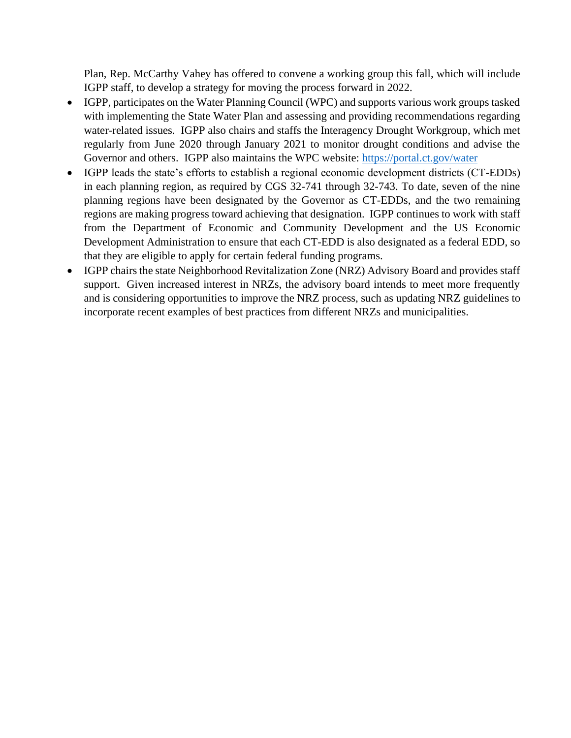Plan, Rep. McCarthy Vahey has offered to convene a working group this fall, which will include IGPP staff, to develop a strategy for moving the process forward in 2022.

- IGPP, participates on the Water Planning Council (WPC) and supports various work groups tasked with implementing the State Water Plan and assessing and providing recommendations regarding water-related issues. IGPP also chairs and staffs the Interagency Drought Workgroup, which met regularly from June 2020 through January 2021 to monitor drought conditions and advise the Governor and others. IGPP also maintains the WPC website: [https://portal.ct.gov/water](https://portal.ct.gov/water)
- IGPP leads the state's efforts to establish a regional economic development districts (CT-EDDs) in each planning region, as required by CGS 32-741 through 32-743. To date, seven of the nine planning regions have been designated by the Governor as CT-EDDs, and the two remaining regions are making progress toward achieving that designation. IGPP continues to work with staff from the Department of Economic and Community Development and the US Economic Development Administration to ensure that each CT-EDD is also designated as a federal EDD, so that they are eligible to apply for certain federal funding programs.
- IGPP chairs the state Neighborhood Revitalization Zone (NRZ) Advisory Board and provides staff support. Given increased interest in NRZs, the advisory board intends to meet more frequently and is considering opportunities to improve the NRZ process, such as updating NRZ guidelines to incorporate recent examples of best practices from different NRZs and municipalities.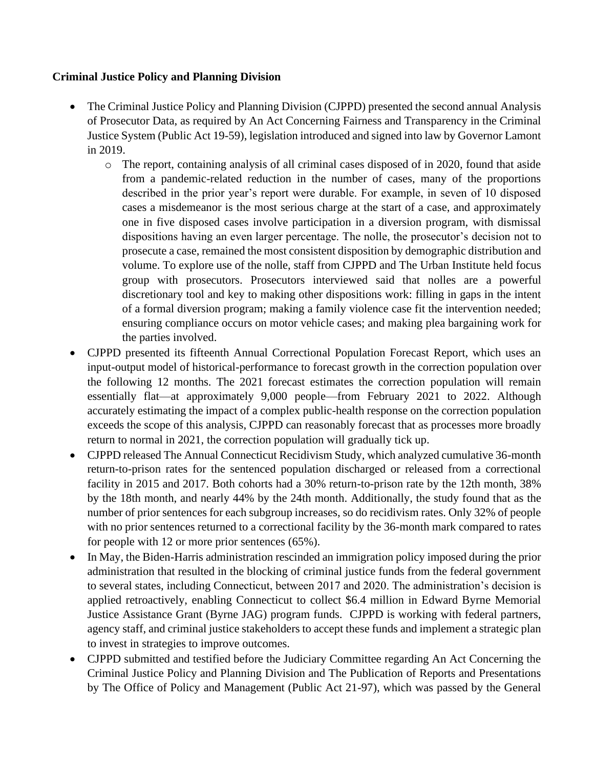**Criminal Justice Policy and Planning Division**

- The Criminal Justice Policy and Planning Division (CJPPD) presented the second annual Analysis of Prosecutor Data, as required by An Act Concerning Fairness and Transparency in the Criminal Justice System (Public Act 19-59), legislation introduced and signed into law by Governor Lamont in 2019.
    - The report, containing analysis of all criminal cases disposed of in 2020, found that aside from a pandemic-related reduction in the number of cases, many of the proportions described in the prior year's report were durable. For example, in seven of 10 disposed cases a misdemeanor is the most serious charge at the start of a case, and approximately one in five disposed cases involve participation in a diversion program, with dismissal dispositions having an even larger percentage. The nolle, the prosecutor's decision not to prosecute a case, remained the most consistent disposition by demographic distribution and volume. To explore use of the nolle, staff from CJPPD and The Urban Institute held focus group with prosecutors. Prosecutors interviewed said that nolles are a powerful discretionary tool and key to making other dispositions work: filling in gaps in the intent of a formal diversion program; making a family violence case fit the intervention needed; ensuring compliance occurs on motor vehicle cases; and making plea bargaining work for the parties involved.
- CJPPD presented its fifteenth Annual Correctional Population Forecast Report, which uses an input-output model of historical-performance to forecast growth in the correction population over the following 12 months. The 2021 forecast estimates the correction population will remain essentially flat—at approximately 9,000 people—from February 2021 to 2022. Although accurately estimating the impact of a complex public-health response on the correction population exceeds the scope of this analysis, CJPPD can reasonably forecast that as processes more broadly return to normal in 2021, the correction population will gradually tick up.
- CJPPD released The Annual Connecticut Recidivism Study, which analyzed cumulative 36-month return-to-prison rates for the sentenced population discharged or released from a correctional facility in 2015 and 2017. Both cohorts had a 30% return-to-prison rate by the 12th month, 38% by the 18th month, and nearly 44% by the 24th month. Additionally, the study found that as the number of prior sentences for each subgroup increases, so do recidivism rates. Only 32% of people with no prior sentences returned to a correctional facility by the 36-month mark compared to rates for people with 12 or more prior sentences (65%).
- In May, the Biden-Harris administration rescinded an immigration policy imposed during the prior administration that resulted in the blocking of criminal justice funds from the federal government to several states, including Connecticut, between 2017 and 2020. The administration's decision is applied retroactively, enabling Connecticut to collect $6.4 million in Edward Byrne Memorial Justice Assistance Grant (Byrne JAG) program funds. CJPPD is working with federal partners, agency staff, and criminal justice stakeholders to accept these funds and implement a strategic plan to invest in strategies to improve outcomes.
- CJPPD submitted and testified before the Judiciary Committee regarding An Act Concerning the Criminal Justice Policy and Planning Division and The Publication of Reports and Presentations by The Office of Policy and Management (Public Act 21-97), which was passed by the General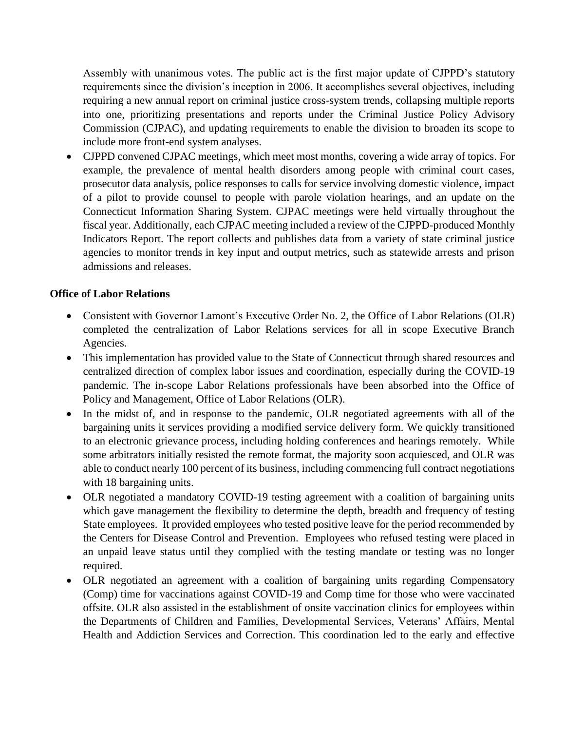Assembly with unanimous votes. The public act is the first major update of CJPPD's statutory requirements since the division's inception in 2006. It accomplishes several objectives, including requiring a new annual report on criminal justice cross-system trends, collapsing multiple reports into one, prioritizing presentations and reports under the Criminal Justice Policy Advisory Commission (CJPAC), and updating requirements to enable the division to broaden its scope to include more front-end system analyses.

- CJPPD convened CJPAC meetings, which meet most months, covering a wide array of topics. For example, the prevalence of mental health disorders among people with criminal court cases, prosecutor data analysis, police responses to calls for service involving domestic violence, impact of a pilot to provide counsel to people with parole violation hearings, and an update on the Connecticut Information Sharing System. CJPAC meetings were held virtually throughout the fiscal year. Additionally, each CJPAC meeting included a review of the CJPPD-produced Monthly Indicators Report. The report collects and publishes data from a variety of state criminal justice agencies to monitor trends in key input and output metrics, such as statewide arrests and prison admissions and releases.

**Office of Labor Relations**

- Consistent with Governor Lamont's Executive Order No. 2, the Office of Labor Relations (OLR) completed the centralization of Labor Relations services for all in scope Executive Branch Agencies.
- This implementation has provided value to the State of Connecticut through shared resources and centralized direction of complex labor issues and coordination, especially during the COVID-19 pandemic. The in-scope Labor Relations professionals have been absorbed into the Office of Policy and Management, Office of Labor Relations (OLR).
- In the midst of, and in response to the pandemic, OLR negotiated agreements with all of the bargaining units it services providing a modified service delivery form. We quickly transitioned to an electronic grievance process, including holding conferences and hearings remotely. While some arbitrators initially resisted the remote format, the majority soon acquiesced, and OLR was able to conduct nearly 100 percent of its business, including commencing full contract negotiations with 18 bargaining units.
- OLR negotiated a mandatory COVID-19 testing agreement with a coalition of bargaining units which gave management the flexibility to determine the depth, breadth and frequency of testing State employees. It provided employees who tested positive leave for the period recommended by the Centers for Disease Control and Prevention. Employees who refused testing were placed in an unpaid leave status until they complied with the testing mandate or testing was no longer required.
- OLR negotiated an agreement with a coalition of bargaining units regarding Compensatory (Comp) time for vaccinations against COVID-19 and Comp time for those who were vaccinated offsite. OLR also assisted in the establishment of onsite vaccination clinics for employees within the Departments of Children and Families, Developmental Services, Veterans' Affairs, Mental Health and Addiction Services and Correction. This coordination led to the early and effective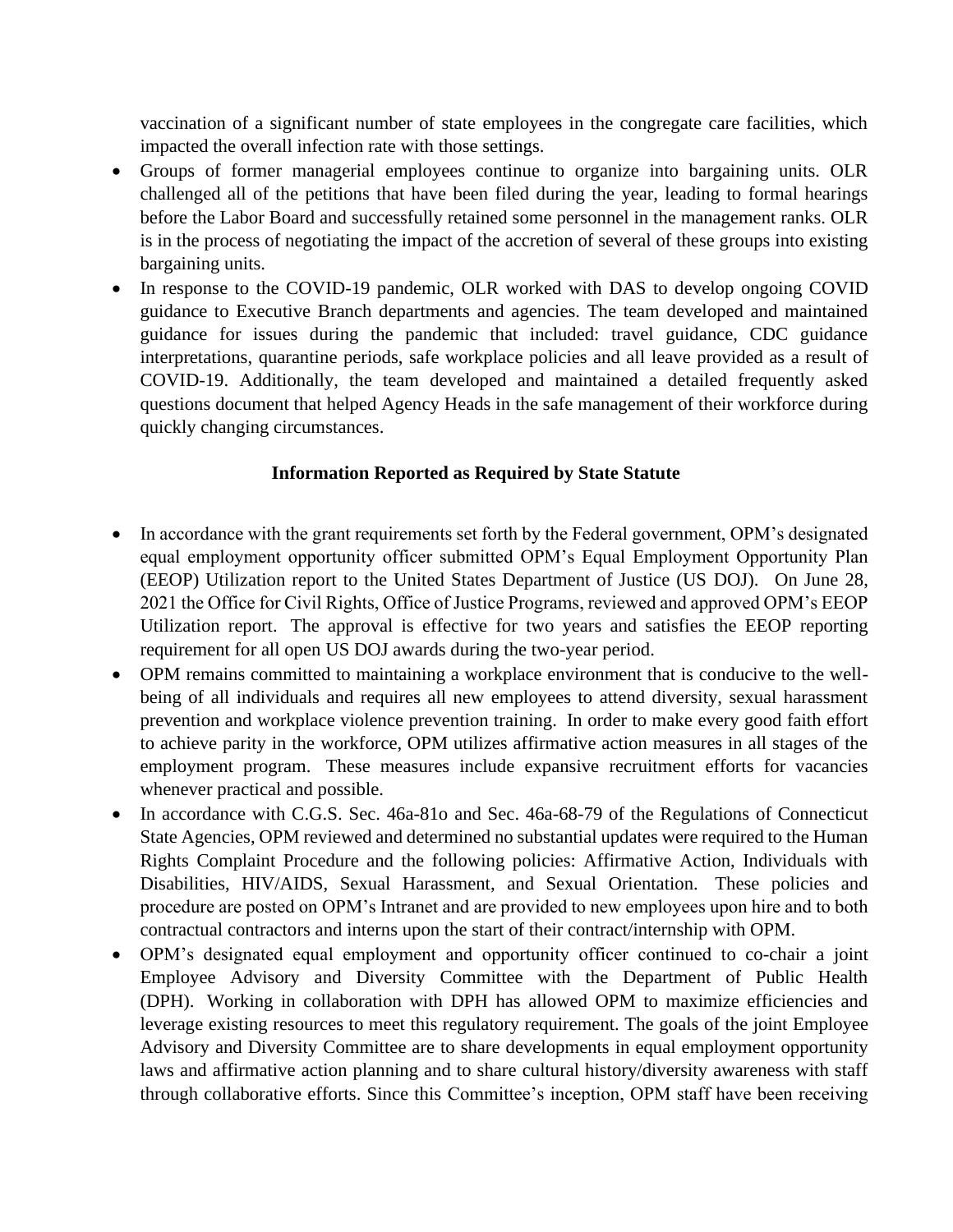vaccination of a significant number of state employees in the congregate care facilities, which impacted the overall infection rate with those settings.

- Groups of former managerial employees continue to organize into bargaining units. OLR challenged all of the petitions that have been filed during the year, leading to formal hearings before the Labor Board and successfully retained some personnel in the management ranks. OLR is in the process of negotiating the impact of the accretion of several of these groups into existing bargaining units.
- In response to the COVID-19 pandemic, OLR worked with DAS to develop ongoing COVID guidance to Executive Branch departments and agencies. The team developed and maintained guidance for issues during the pandemic that included: travel guidance, CDC guidance interpretations, quarantine periods, safe workplace policies and all leave provided as a result of COVID-19. Additionally, the team developed and maintained a detailed frequently asked questions document that helped Agency Heads in the safe management of their workforce during quickly changing circumstances.

## Information Reported as Required by State Statute

- In accordance with the grant requirements set forth by the Federal government, OPM's designated equal employment opportunity officer submitted OPM's Equal Employment Opportunity Plan (EEOP) Utilization report to the United States Department of Justice (US DOJ). On June 28, 2021 the Office for Civil Rights, Office of Justice Programs, reviewed and approved OPM's EEOP Utilization report. The approval is effective for two years and satisfies the EEOP reporting requirement for all open US DOJ awards during the two-year period.
- OPM remains committed to maintaining a workplace environment that is conducive to the well-being of all individuals and requires all new employees to attend diversity, sexual harassment prevention and workplace violence prevention training. In order to make every good faith effort to achieve parity in the workforce, OPM utilizes affirmative action measures in all stages of the employment program. These measures include expansive recruitment efforts for vacancies whenever practical and possible.
- In accordance with C.G.S. Sec. 46a-81o and Sec. 46a-68-79 of the Regulations of Connecticut State Agencies, OPM reviewed and determined no substantial updates were required to the Human Rights Complaint Procedure and the following policies: Affirmative Action, Individuals with Disabilities, HIV/AIDS, Sexual Harassment, and Sexual Orientation. These policies and procedure are posted on OPM's Intranet and are provided to new employees upon hire and to both contractual contractors and interns upon the start of their contract/internship with OPM.
- OPM's designated equal employment and opportunity officer continued to co-chair a joint Employee Advisory and Diversity Committee with the Department of Public Health (DPH). Working in collaboration with DPH has allowed OPM to maximize efficiencies and leverage existing resources to meet this regulatory requirement. The goals of the joint Employee Advisory and Diversity Committee are to share developments in equal employment opportunity laws and affirmative action planning and to share cultural history/diversity awareness with staff through collaborative efforts. Since this Committee's inception, OPM staff have been receiving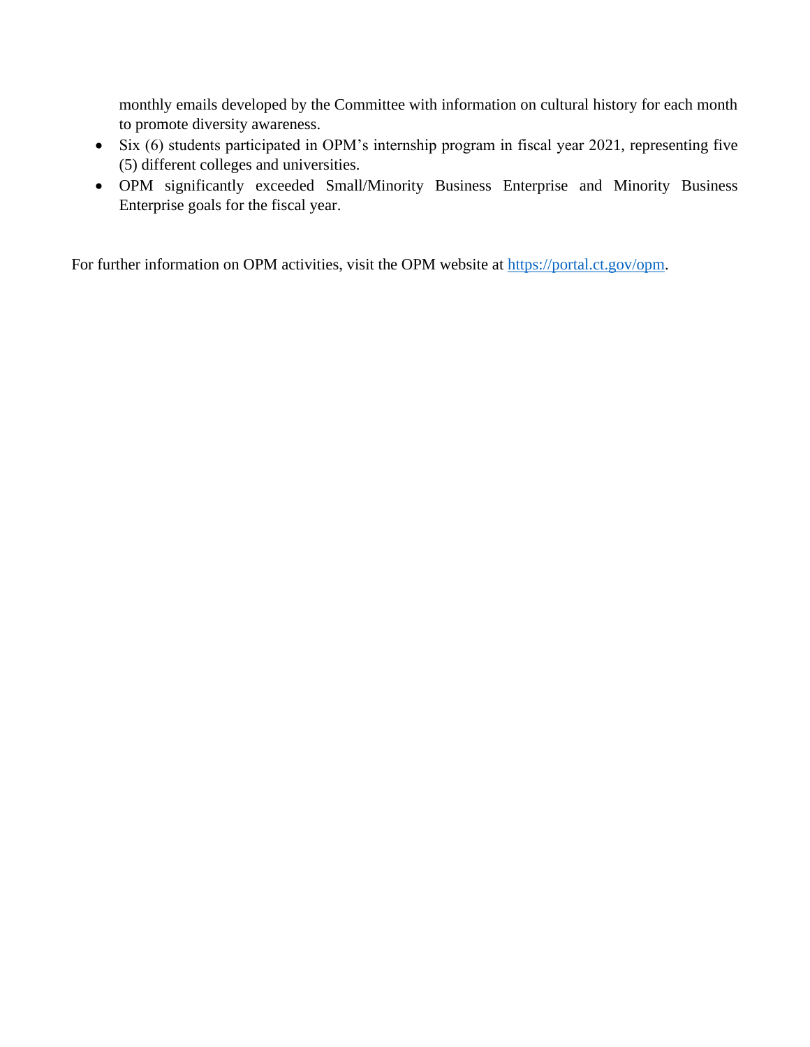monthly emails developed by the Committee with information on cultural history for each month to promote diversity awareness.

- Six (6) students participated in OPM's internship program in fiscal year 2021, representing five (5) different colleges and universities.
- OPM significantly exceeded Small/Minority Business Enterprise and Minority Business Enterprise goals for the fiscal year.

For further information on OPM activities, visit the OPM website at [https://portal.ct.gov/opm](https://portal.ct.gov/opm).